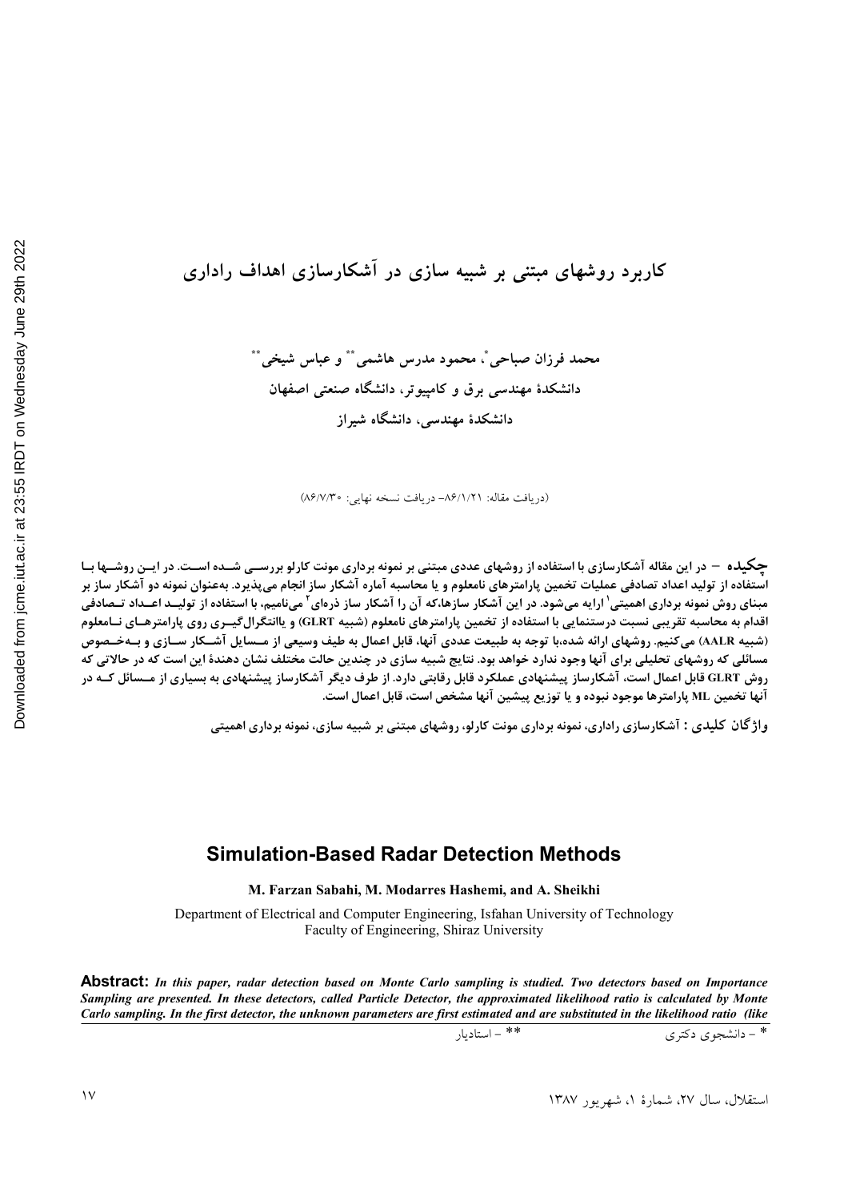# کاربرد روشهای مبتنی بر شبیه سازی در آشکارسازی اهداف راداری

محمد فرزان صباحی*، محمود مدرس هاشمی** و عباس شیخی**

دانشکدهٔ مهندسی برق و کامپیوتر، دانشگاه صنعتی اصفهان

دانشکدهٔ مهندسی، دانشگاه شیراز

(دریافت مقاله: ۸۶/۱/۲۱– دریافت نسخه نهایی: ۸۶/۷/۳۰)

**چکیده** – در این مقاله آشکارسازی با استفاده از روشهای عددی مبتنی بر نمونه برداری مونت کارلو بررسی شده است. در این روشها با استفاده از تولید اعداد تصادفی عملیات تخمین پارامترهای نامعلوم و یا محاسبه آماره آشکار ساز انجام می‌پذیرد. به‌عنوان نمونه دو آشکار ساز بر مبنای روش نمونه برداری اهمیتی[1] ارایه می‌شود. در این آشکار سازها،که آن را آشکار ساز ذره‌ای[2] می‌نامیم، با استفاده از تولید اعداد تصادفی اقدام به محاسبه تقریبی نسبت درستنمایی با استفاده از تخمین پارامترهای نامعلوم (شبیه GLRT) و یاانتگرال‌گیری روی پارامترهای نامعلوم (شبیه AALR) می‌کنیم. روشهای ارائه شده،با توجه به طبیعت عددی آنها، قابل اعمال به طیف وسیعی از مسایل آشکار سازی و به‌خصوص مسائلی که روشهای تحلیلی برای آنها وجود ندارد خواهد بود. نتایج شبیه سازی در چندین حالت مختلف نشان دهندهٔ این است که در حالاتی که روش GLRT قابل اعمال است، آشکارساز پیشنهادی عملکرد قابل رقابتی دارد. از طرف دیگر آشکارساز پیشنهادی به بسیاری از مسائل که در آنها تخمین ML پارامترها موجود نبوده و یا توزیع پیشین آنها مشخص است، قابل اعمال است.

**واژگان کلیدی :** آشکارسازی راداری، نمونه برداری مونت کارلو، روشهای مبتنی بر شبیه سازی، نمونه برداری اهمیتی

## Simulation-Based Radar Detection Methods

**M. Farzan Sabahi, M. Modarres Hashemi, and A. Sheikhi**

Department of Electrical and Computer Engineering, Isfahan University of Technology
Faculty of Engineering, Shiraz University

**Abstract:** *In this paper, radar detection based on Monte Carlo sampling is studied. Two detectors based on Importance Sampling are presented. In these detectors, called Particle Detector, the approximated likelihood ratio is calculated by Monte Carlo sampling. In the first detector, the unknown parameters are first estimated and are substituted in the likelihood ratio (like*

\* – دانشجوی دکتری　　　\*\* – استادیار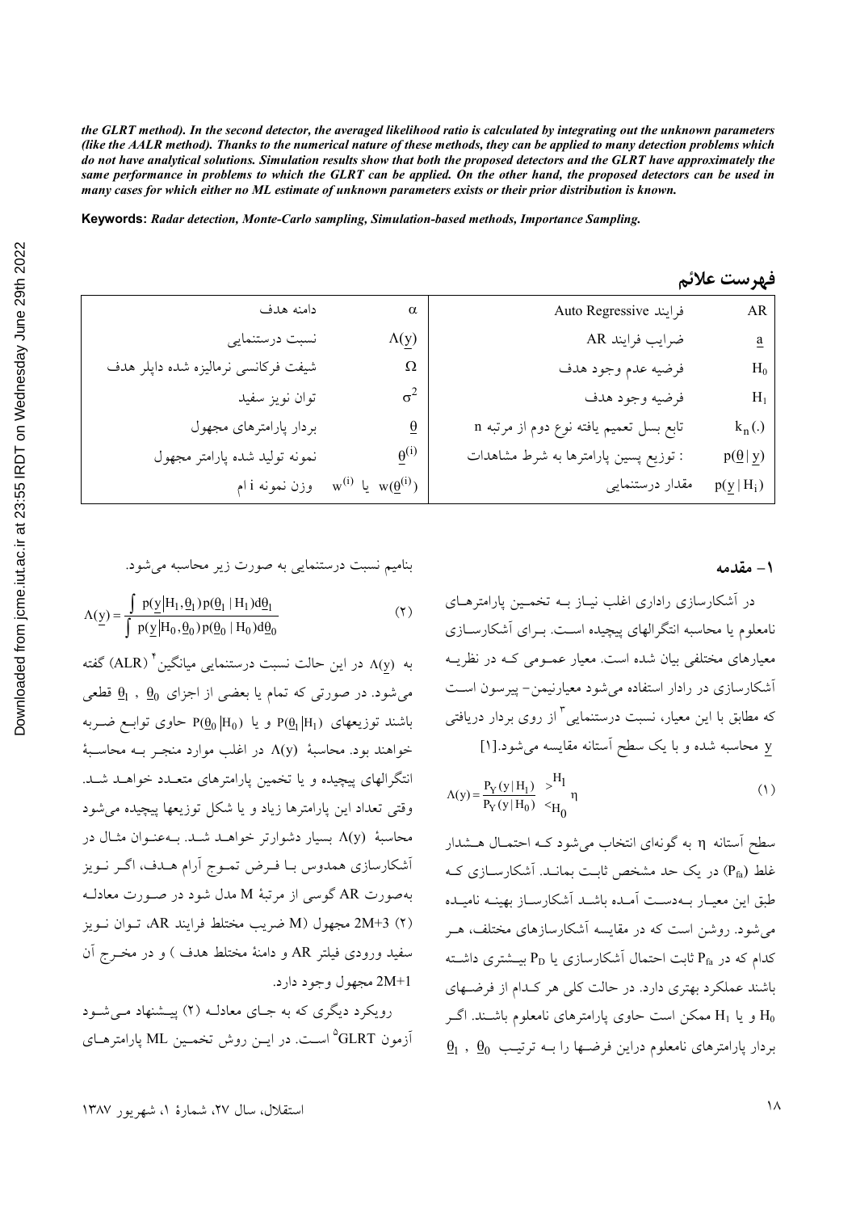*the GLRT method). In the second detector, the averaged likelihood ratio is calculated by integrating out the unknown parameters (like the AALR method). Thanks to the numerical nature of these methods, they can be applied to many detection problems which do not have analytical solutions. Simulation results show that both the proposed detectors and the GLRT have approximately the same performance in problems to which the GLRT can be applied. On the other hand, the proposed detectors can be used in many cases for which either no ML estimate of unknown parameters exists or their prior distribution is known.*

**Keywords:** *Radar detection, Monte-Carlo sampling, Simulation-based methods, Importance Sampling.*

## فهرست علائم

| | | | |
|---|---|---|---|
| AR | فرایند Auto Regressive | $\alpha$ | دامنه هدف |
| $\underline{a}$ | ضرایب فرایند AR | $\Lambda(\underline{y})$ | نسبت درستنمایی |
| $H_0$ | فرضیه عدم وجود هدف | $\Omega$ | شیفت فرکانسی نرمالیزه شده داپلر هدف |
| $H_1$ | فرضیه وجود هدف | $\sigma^2$ | توان نویز سفید |
| $k_n(.)$ | تابع بسل تعمیم یافته نوع دوم از مرتبه n | $\underline{\theta}$ | بردار پارامترهای مجهول |
| $p(\underline{\theta}\,|\,\underline{y})$ | : توزیع پسین پارامترها به شرط مشاهدات | $\underline{\theta}^{(i)}$ | نمونه تولید شده پارامتر مجهول |
| $p(\underline{y}\,|\,H_i)$ | مقدار درستنمایی | $w^{(i)}$ یا $w(\underline{\theta}^{(i)})$ | وزن نمونه i ام |

## ۱- مقدمه

در آشکارسازی راداری اغلب نیاز به تخمین پارامترهای نامعلوم یا محاسبه انتگرالهای پیچیده است. برای آشکارسازی معیارهای مختلفی بیان شده است. معیار عمومی که در نظریه آشکارسازی در رادار استفاده می‌شود معیارنیمن- پیرسون است که مطابق با این معیار، نسبت درستنمایی[3] از روی بردار دریافتی $\underline{y}$ محاسبه شده و با یک سطح آستانه مقایسه می‌شود.[۱]

$$\Lambda(y) = \frac{P_Y(y\,|\,H_1)}{P_Y(y\,|\,H_0)} \underset{H_0}{\overset{H_1}{\gtrless}} \eta \qquad (1)$$

سطح آستانه $\eta$ به گونه‌ای انتخاب می‌شود که احتمال هشدار غلط ($P_{fa}$) در یک حد مشخص ثابت بماند. آشکارسازی که طبق این معیار به‌دست آمده باشد آشکارساز بهینه نامیده می‌شود. روشن است که در مقایسه آشکارسازهای مختلف، هر کدام که در $P_{fa}$ ثابت احتمال آشکارسازی یا $P_D$ بیشتری داشته باشد عملکرد بهتری دارد. در حالت کلی هر کدام از فرضهای $H_0$ و یا $H_1$ ممکن است حاوی پارامترهای نامعلوم باشند. اگر بردار پارامترهای نامعلوم دراین فرضها را به ترتیب $\underline{\theta}_0$ ، $\underline{\theta}_1$ بنامیم نسبت درستنمایی به صورت زیر محاسبه می‌شود.

$$\Lambda(\underline{y}) = \frac{\int p(\underline{y}|H_1,\underline{\theta}_1)\,p(\underline{\theta}_1\,|\,H_1)\,d\underline{\theta}_1}{\int p(\underline{y}|H_0,\underline{\theta}_0)\,p(\underline{\theta}_0\,|\,H_0)\,d\underline{\theta}_0} \qquad (2)$$

به $\Lambda(\underline{y})$ در این حالت نسبت درستنمایی میانگین[4] (ALR) گفته می‌شود. در صورتی که تمام یا بعضی از اجزای $\underline{\theta}_0$ ، $\underline{\theta}_1$ قطعی باشند توزیعهای $P(\underline{\theta}_1|H_1)$ و یا $P(\underline{\theta}_0|H_0)$ حاوی توابع ضربه خواهند بود. محاسبهٔ $\Lambda(y)$ در اغلب موارد منجر به محاسبهٔ انتگرالهای پیچیده و یا تخمین پارامترهای متعدد خواهد شد. وقتی تعداد این پارامترها زیاد و یا شکل توزیعها پیچیده می‌شود محاسبهٔ $\Lambda(y)$ بسیار دشوارتر خواهد شد. به‌عنوان مثال در آشکارسازی همدوس با فرض تموج آرام هدف، اگر نویز به‌صورت AR گوسی از مرتبهٔ M مدل شود در صورت معادله (۲) 2M+3 مجهول (M ضریب مختلط فرایند AR، توان نویز سفید ورودی فیلتر AR و دامنهٔ مختلط هدف ) و در مخرج آن 2M+1 مجهول وجود دارد.

رویکرد دیگری که به جای معادله (۲) پیشنهاد می‌شود آزمون GLRT[5] است. در این روش تخمین ML پارامترهای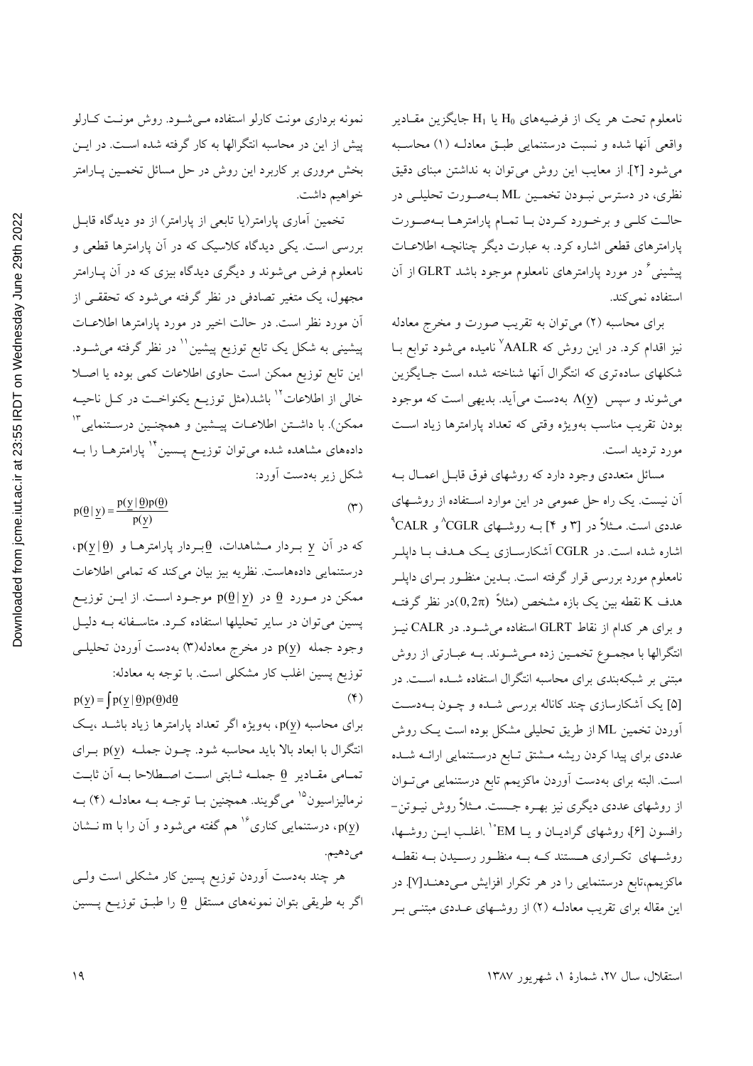نامعلوم تحت هر یک از فرضیه‌های $H_0$ یا $H_1$ جایگزین مقادیر واقعی آنها شده و نسبت درستنمایی طبق معادله (۱) محاسبه می‌شود [۲]. از معایب این روش می‌توان به نداشتن مبنای دقیق نظری، در دسترس نبودن تخمین ML به‌صورت تحلیلی در حالت کلی و برخورد کردن با تمام پارامترها به‌صورت پارامترهای قطعی اشاره کرد. به عبارت دیگر چنانچه اطلاعات پیشینی[۶] در مورد پارامترهای نامعلوم موجود باشد GLRT از آن استفاده نمی‌کند.

برای محاسبه (۲) می‌توان به تقریب صورت و مخرج معادله نیز اقدام کرد. در این روش که AALR[۷] نامیده می‌شود توابع با شکلهای ساده‌تری که انتگرال آنها شناخته شده است جایگزین می‌شوند و سپس $\Lambda(\underline{y})$ به‌دست می‌آید. بدیهی است که موجود بودن تقریب مناسب به‌ویژه وقتی که تعداد پارامترها زیاد است مورد تردید است.

مسائل متعددی وجود دارد که روشهای فوق قابل اعمال به آن نیست. یک راه حل عمومی در این موارد استفاده از روشهای عددی است. مثلاً در [۳ و ۴] به روشهای CGLR[۸] و CALR[۹] اشاره شده است. در CGLR آشکارسازی یک هدف با داپلر نامعلوم مورد بررسی قرار گرفته است. بدین منظور برای داپلر هدف K نقطه بین یک بازه مشخص (مثلاً $(0,2\pi)$)در نظر گرفته و برای هر کدام از نقاط GLRT استفاده می‌شود. در CALR نیز انتگرالها با مجموع تخمین زده می‌شوند. به عبارتی از روش مبتنی بر شبکه‌بندی برای محاسبه انتگرال استفاده شده است. در [۵] یک آشکارسازی چند کاناله بررسی شده و چون به‌دست آوردن تخمین ML از طریق تحلیلی مشکل بوده است یک روش عددی برای پیدا کردن ریشه مشتق تابع درستنمایی ارائه شده است. البته برای به‌دست آوردن ماکزیمم تابع درستنمایی می‌توان از روشهای عددی دیگری نیز بهره جست. مثلاً روش نیوتن-رافسون [۶]، روشهای گرادیان و یا EM[۱۰]. اغلب این روشها، روشهای تکراری هستند که به منظور رسیدن به نقطه ماکزیمم،تابع درستنمایی را در هر تکرار افزایش می‌دهند[۷]. در این مقاله برای تقریب معادله (۲) از روشهای عددی مبتنی بر نمونه برداری مونت کارلو استفاده می‌شود. روش مونت کارلو پیش از این در محاسبه انتگرالها به کار گرفته شده است. در این بخش مروری بر کاربرد این روش در حل مسائل تخمین پارامتر خواهیم داشت.

تخمین آماری پارامتر(یا تابعی از پارامتر) از دو دیدگاه قابل بررسی است. یکی دیدگاه کلاسیک که در آن پارامترها قطعی و نامعلوم فرض می‌شوند و دیگری دیدگاه بیزی که در آن پارامتر مجهول، یک متغیر تصادفی در نظر گرفته می‌شود که تحققی از آن مورد نظر است. در حالت اخیر در مورد پارامترها اطلاعات پیشینی به شکل یک تابع توزیع پیشین[۱۱] در نظر گرفته می‌شود. این تابع توزیع ممکن است حاوی اطلاعات کمی بوده یا اصلا خالی از اطلاعات[۱۲] باشد(مثل توزیع یکنواخت در کل ناحیه ممکن). با داشتن اطلاعات پیشین و همچنین درستنمایی[۱۳] داده‌های مشاهده شده می‌توان توزیع پسین[۱۴] پارامترها را به شکل زیر به‌دست آورد:

$$p(\underline{\theta}\,|\,\underline{y}) = \frac{p(\underline{y}\,|\,\underline{\theta})p(\underline{\theta})}{p(\underline{y})} \tag{۳}$$

که در آن $\underline{y}$ بردار مشاهدات، $\underline{\theta}$بردار پارامترها و $p(\underline{y}\,|\,\underline{\theta})$، درستنمایی داده‌هاست. نظریه بیز بیان می‌کند که تمامی اطلاعات ممکن در مورد $\underline{\theta}$ در $p(\underline{\theta}\,|\,\underline{y})$ موجود است. از این توزیع پسین می‌توان در سایر تحلیلها استفاده کرد. متاسفانه به دلیل وجود جمله $p(\underline{y})$ در مخرج معادله(۳) به‌دست آوردن تحلیلی توزیع پسین اغلب کار مشکلی است. با توجه به معادله:

$$p(\underline{y}) = \int p(\underline{y}\,|\,\underline{\theta})p(\underline{\theta})d\underline{\theta} \tag{۴}$$

برای محاسبه $p(\underline{y})$، به‌ویژه اگر تعداد پارامترها زیاد باشد ،یک انتگرال با ابعاد بالا باید محاسبه شود. چون جمله $p(\underline{y})$ برای تمامی مقادیر $\underline{\theta}$ جمله ثابتی است اصطلاحا به آن ثابت نرمالیزاسیون[۱۵] می‌گویند. همچنین با توجه به معادله (۴) به $p(\underline{y})$، درستنمایی کناری[۱۶] هم گفته می‌شود و آن را با m نشان می‌دهیم.

هر چند به‌دست آوردن توزیع پسین کار مشکلی است ولی اگر به طریقی بتوان نمونه‌های مستقل $\underline{\theta}$ را طبق توزیع پسین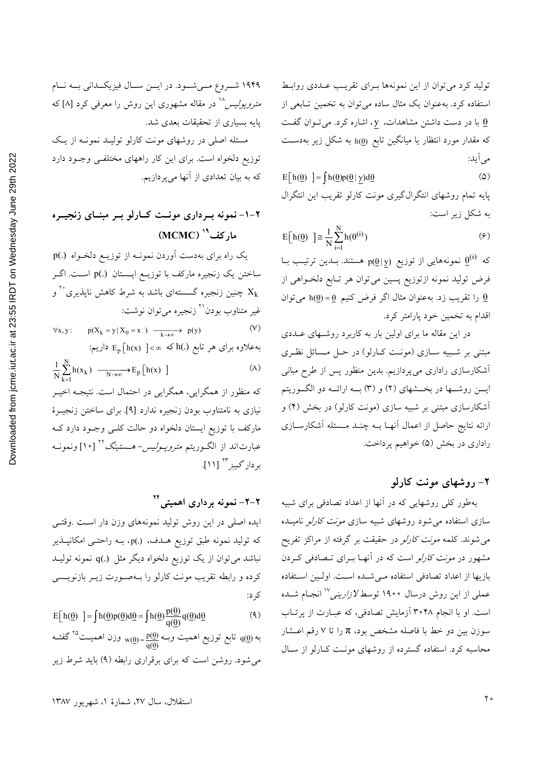تولید کرد می‌توان از این نمونه‌ها برای تقریب عددی روابط استفاده کرد. به‌عنوان یک مثال ساده می‌توان به تخمین تابعی از $\underline{\theta}$ با در دست داشتن مشاهدات، $\underline{y}$، اشاره کرد. می‌توان گفت که مقدار مورد انتظار یا میانگین تابع $h(\underline{\theta})$ به شکل زیر به‌دست می‌آید:

$$E\left[h(\underline{\theta})\right] = \int h(\underline{\theta}) p(\underline{\theta} \mid \underline{y}) d\underline{\theta} \qquad (5)$$

پایه تمام روشهای انتگرال‌گیری مونت کارلو تقریب این انتگرال به شکل زیر است:

$$E\left[h(\underline{\theta})\right] \cong \frac{1}{N}\sum_{i=1}^{N} h(\theta^{(i)}) \qquad (6)$$

که $\underline{\theta}^{(i)}$ نمونه‌هایی از توزیع $p(\underline{\theta} \mid \underline{y})$ هستند. بدین ترتیب با فرض تولید نمونه ازتوزیع پسین می‌توان هر تابع دلخواهی از $\underline{\theta}$ را تقریب زد. به‌عنوان مثال اگر فرض کنیم $h(\underline{\theta}) = \underline{\theta}$ می‌توان اقدام به تخمین خود پارامتر کرد.

در این مقاله ما برای اولین بار به کاربرد روشهای عددی مبتنی بر شبیه سازی (مونت کارلو) در حل مسائل نظری آشکارسازی راداری می‌پردازیم. بدین منظور پس از طرح مبانی این روشها در بخشهای (۲) و (۳) به ارائه دو الگوریتم آشکارسازی مبتنی بر شبیه سازی (مونت کارلو) در بخش (۴) و ارائه نتایج حاصل از اعمال آنها به چند مسئله آشکارسازی راداری در بخش (۵) خواهیم پرداخت.

## ۲- روشهای مونت کارلو

به‌طور کلی روشهایی که در آنها از اعداد تصادفی برای شبیه سازی استفاده می‌شود روشهای شبیه سازی *مونت کارلو* نامیده می‌شوند. کلمه *مونت کارلو* در حقیقت بر گرفته از مراکز تفریح مشهور در *مونت کارلو* است که در آنها برای تصادفی کردن بازیها از اعداد تصادفی استفاده می‌شده است. اولین استفاده عملی از این روش درسال ۱۹۰۰ توسط *لازارینی*[17] انجام شده است. او با انجام ۳۰۴۸ آزمایش تصادفی، که عبارت از پرتاب سوزن بین دو خط با فاصله مشخص بود، $\pi$ را تا ۷ رقم اعشار محاسبه کرد. استفاده گسترده از روشهای مونت کارلو از سال ۱۹۴۹ شروع می‌شود. در این سال فیزیکدانی به نام *متروپولیس*[18] در مقاله مشهوری این روش را معرفی کرد [8] که پایه بسیاری از تحقیقات بعدی شد.

مسئله اصلی در روشهای مونت کارلو تولید نمونه از یک توزیع دلخواه است. برای این کار راههای مختلفی وجود دارد که به بیان تعدادی از آنها می‌پردازیم.

### ۲-۱- نمونه برداری مونت کارلو بر مبنای زنجیره مارکف[19] (MCMC)

یک راه برای به‌دست آوردن نمونه از توزیع دلخواه $p(.)$ ساختن یک زنجیره مارکف با توزیع ایستان $p(.)$ است. اگر $X_k$ چنین زنجیره گسسته‌ای باشد به شرط کاهش ناپذیری[20] و غیر متناوب بودن[21] زنجیره می‌توان نوشت:

$$\forall x, y: \quad p(X_k = y \mid X_0 = x) \xrightarrow[k\to\infty]{} p(y) \qquad (7)$$

به‌علاوه برای هر تابع $h(.)$ که $E_p\left[h(x)\right] < \infty$ داریم:

$$\frac{1}{N}\sum_{k=1}^{N} h(x_k) \xrightarrow[N\to\infty]{} E_p\left[h(x)\right] \qquad (8)$$

که منظور از همگرایی، همگرایی در احتمال است. نتیجه اخیر نیازی به نامتناوب بودن زنجیره ندارد [9]. برای ساختن زنجیرهٔ مارکف با توزیع ایستان دلخواه دو حالت کلی وجود دارد که عبارت‌اند از الگوریتم *متروپولیس*- هستینگ[22] [10] ونمونه بردارگیبز[23] [11].

### ۲-۲- نمونه برداری اهمیتی[24]

ایده اصلی در این روش تولید نمونه‌های وزن دار است. وقتی که تولید نمونه طبق توزیع هدف، $p(.)$، به راحتی امکانپذیر نباشد می‌توان از یک توزیع دلخواه دیگر مثل $q(.)$ نمونه تولید کرده و رابطه تقریب مونت کارلو را به‌صورت زیر بازنویسی کرد:

$$E\left[h(\underline{\theta})\right] = \int h(\underline{\theta}) p(\underline{\theta}) d\underline{\theta} = \int h(\underline{\theta}) \frac{p(\underline{\theta})}{q(\underline{\theta})} q(\underline{\theta}) d\underline{\theta} \qquad (9)$$

به $q(\underline{\theta})$ تابع توزیع اهمیت وبه $w(\underline{\theta}) = \frac{p(\underline{\theta})}{q(\underline{\theta})}$ وزن اهمیت[25] گفته می‌شود. روشن است که برای برقراری رابطه (۹) باید شرط زیر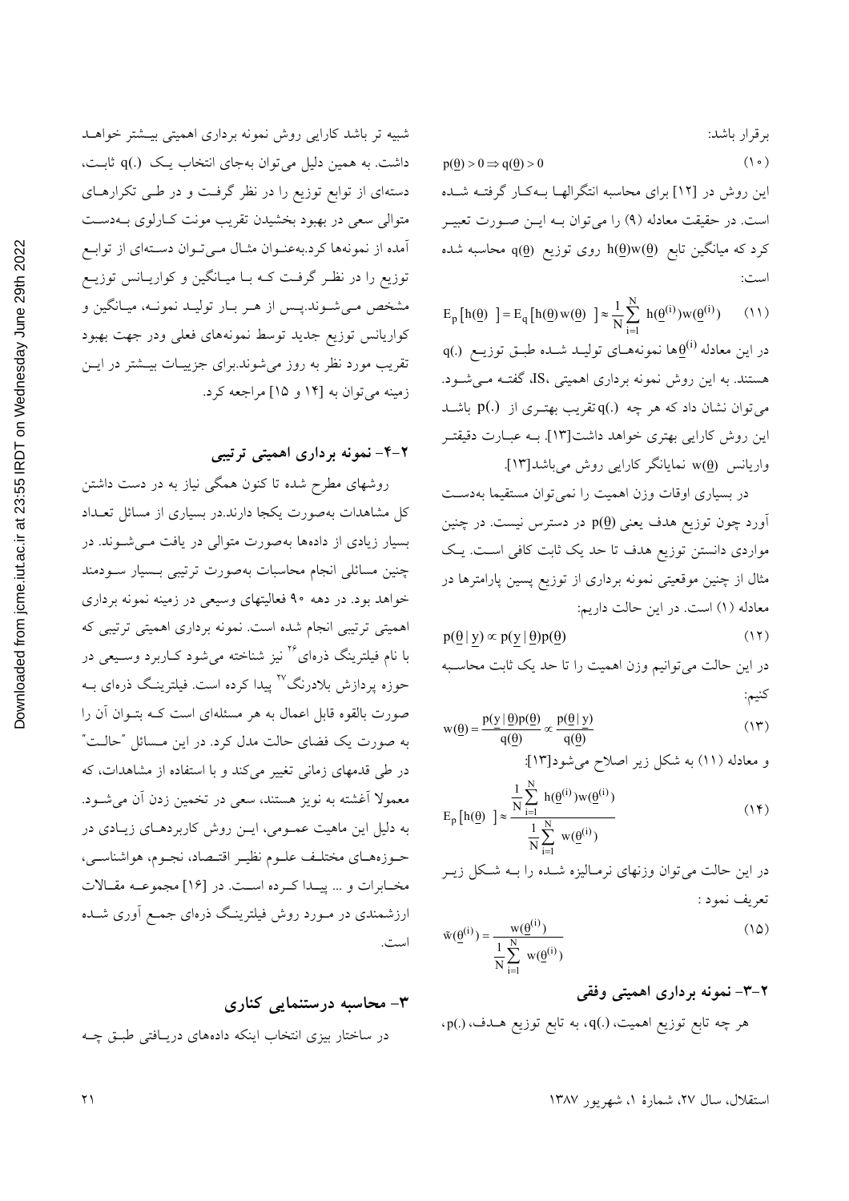برقرار باشد:

$$p(\underline{\theta}) > 0 \Rightarrow q(\underline{\theta}) > 0 \tag{10}$$

این روش در [۱۲] برای محاسبه انتگرالها بکار گرفته شده است. در حقیقت معادله (۹) را می‌توان به این صورت تعبیر کرد که میانگین تابع $h(\underline{\theta})w(\underline{\theta})$ روی توزیع $q(\underline{\theta})$ محاسبه شده است:

$$E_p\left[h(\underline{\theta})\right] = E_q\left[h(\underline{\theta})\,w(\underline{\theta})\right] \approx \frac{1}{N}\sum_{i=1}^{N} h(\underline{\theta}^{(i)})w(\underline{\theta}^{(i)}) \tag{11}$$

در این معادله $\underline{\theta}^{(i)}$ها نمونه‌های تولید شده طبق توزیع $q(.)$ هستند. به این روش نمونه برداری اهمیتی، IS، گفته می‌شود. می‌توان نشان داد که هر چه $q(.)$ تقریب بهتری از $p(.)$ باشد این روش کارایی بهتری خواهد داشت[۱۳]. به عبارت دقیقتر واریانس $w(\underline{\theta})$ نمایانگر کارایی روش می‌باشد[۱۳].

در بسیاری اوقات وزن اهمیت را نمی‌توان مستقیما به‌دست آورد چون توزیع هدف یعنی $p(\underline{\theta})$ در دسترس نیست. در چنین مواردی دانستن توزیع هدف تا حد یک ثابت کافی است. یک مثال از چنین موقعیتی نمونه برداری از توزیع پسین پارامترها در معادله (۱) است. در این حالت داریم:

$$p(\underline{\theta}\,|\,\underline{y}) \propto p(\underline{y}\,|\,\underline{\theta})p(\underline{\theta}) \tag{12}$$

در این حالت می‌توانیم وزن اهمیت را تا حد یک ثابت محاسبه کنیم:

$$w(\underline{\theta}) = \frac{p(\underline{y}\,|\,\underline{\theta})p(\underline{\theta})}{q(\underline{\theta})} \propto \frac{p(\underline{\theta}\,|\,\underline{y})}{q(\underline{\theta})} \tag{13}$$

و معادله (۱۱) به شکل زیر اصلاح می‌شود[۱۳]:

$$E_p\left[h(\underline{\theta})\right] \approx \frac{\frac{1}{N}\sum_{i=1}^{N} h(\underline{\theta}^{(i)})w(\underline{\theta}^{(i)})}{\frac{1}{N}\sum_{i=1}^{N} w(\underline{\theta}^{(i)})} \tag{14}$$

در این حالت می‌توان وزنهای نرمالیزه شده را به شکل زیر تعریف نمود :

$$\tilde{w}(\underline{\theta}^{(i)}) = \frac{w(\underline{\theta}^{(i)})}{\frac{1}{N}\sum_{i=1}^{N} w(\underline{\theta}^{(i)})} \tag{15}$$

### ۲-۳- نمونه برداری اهمیتی وفقی

هر چه تابع توزیع اهمیت، $q(.)$، به تابع توزیع هدف، $p(.)$، شبیه تر باشد کارایی روش نمونه برداری اهمیتی بیشتر خواهد داشت. به همین دلیل می‌توان به‌جای انتخاب یک $q(.)$ ثابت، دسته‌ای از توابع توزیع را در نظر گرفت و در طی تکرارهای متوالی سعی در بهبود بخشیدن تقریب مونت کارلوی به‌دست آمده از نمونه‌ها کرد. به‌عنوان مثال می‌توان دسته‌ای از توابع توزیع را در نظر گرفت که با میانگین و کواریانس توزیع مشخص می‌شوند. پس از هر بار تولید نمونه، میانگین و کواریانس توزیع جدید توسط نمونه‌های فعلی ودر جهت بهبود تقریب مورد نظر به روز می‌شوند. برای جزییات بیشتر در این زمینه می‌توان به [۱۴ و ۱۵] مراجعه کرد.

### ۲-۴- نمونه برداری اهمیتی ترتیبی

روشهای مطرح شده تا کنون همگی نیاز به در دست داشتن کل مشاهدات به‌صورت یکجا دارند. در بسیاری از مسائل تعداد بسیار زیادی از داده‌ها به‌صورت متوالی در یافت می‌شوند. در چنین مسائلی انجام محاسبات به‌صورت ترتیبی بسیار سودمند خواهد بود. در دهه ۹۰ فعالیتهای وسیعی در زمینه نمونه برداری اهمیتی ترتیبی انجام شده است. نمونه برداری اهمیتی ترتیبی که با نام فیلترینگ ذره‌ای[26] نیز شناخته می‌شود کاربرد وسیعی در حوزه پردازش بلادرنگ[27] پیدا کرده است. فیلترینگ ذره‌ای به صورت بالقوه قابل اعمال به هر مسئله‌ای است که بتوان آن را به صورت یک فضای حالت مدل کرد. در این مسائل "حالت" در طی قدمهای زمانی تغییر می‌کند و با استفاده از مشاهدات، که معمولا آغشته به نویز هستند، سعی در تخمین زدن آن می‌شود. به دلیل این ماهیت عمومی، این روش کاربردهای زیادی در حوزه‌های مختلف علوم نظیر اقتصاد، نجوم، هواشناسی، مخابرات و ... پیدا کرده است. در [۱۶] مجموعه مقالات ارزشمندی در مورد روش فیلترینگ ذره‌ای جمع آوری شده است.

## ۳- محاسبه درستنمایی کناری

در ساختار بیزی انتخاب اینکه داده‌های دریافتی طبق چه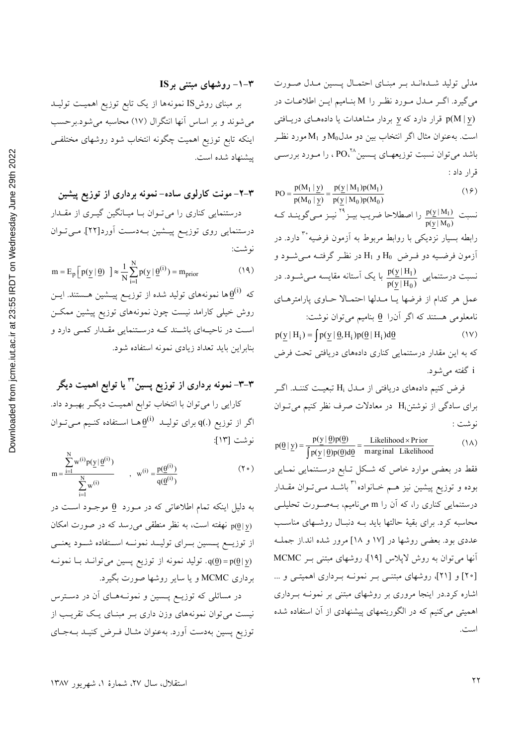مدلی تولید شده‌اند بر مبنای احتمال پسین مدل صورت می‌گیرد. اگر مدل مورد نظر را M بنامیم این اطلاعات در $p(M \mid \underline{y})$ قرار دارد که $\underline{y}$ بردار مشاهدات یا داده‌های دریافتی است. به‌عنوان مثال اگر انتخاب بین دو مدل $M_0$ و $M_1$ مورد نظر باشد می‌توان نسبت توزیعهای پسین[28]، PO، را مورد بررسی قرار داد :

$$PO = \frac{p(M_1 \mid \underline{y})}{p(M_0 \mid \underline{y})} = \frac{p(\underline{y} \mid M_1)p(M_1)}{p(\underline{y} \mid M_0)p(M_0)} \tag{۱۶}$$

نسبت $\frac{p(\underline{y} \mid M_1)}{p(\underline{y} \mid M_0)}$ را اصطلاحا ضریب بیز[29] نیز می‌گویند که رابطه بسیار نزدیکی با روابط مربوط به آزمون فرضیه[30] دارد. در آزمون فرضیه دو فرض $H_0$ و $H_1$ در نظر گرفته می‌شود و نسبت درستنمایی $\frac{p(\underline{y} \mid H_1)}{p(\underline{y} \mid H_0)}$ با یک آستانه مقایسه می‌شود. در عمل هر کدام از فرضها یا مدلها احتمالا حاوی پارامترهای نامعلومی هستند که اگر آنرا $\underline{\theta}$ بنامیم می‌توان نوشت:

$$p(\underline{y} \mid H_i) = \int p(\underline{y} \mid \underline{\theta}, H_i) p(\underline{\theta} \mid H_i) d\underline{\theta} \tag{۱۷}$$

که به این مقدار درستنمایی کناری داده‌های دریافتی تحت فرض i گفته می‌شود.

فرض کنیم داده‌های دریافتی از مدل $H_i$ تبعیت کنند. اگر برای سادگی از نوشتن $H_i$ در معادلات صرف نظر کنیم می‌توان نوشت :

$$p(\underline{\theta} \mid \underline{y}) = \frac{p(\underline{y} \mid \underline{\theta})p(\underline{\theta})}{\int p(\underline{y} \mid \underline{\theta})p(\underline{\theta})d\underline{\theta}} = \frac{\text{Likelihood} \times \text{Prior}}{\text{marginal Likelihood}} \tag{۱۸}$$

فقط در بعضی موارد خاص که شکل تابع درستنمایی نمایی بوده و توزیع پیشین نیز هم خانواده[31] باشد می‌توان مقدار درستنمایی کناری را، که آن را m می‌نامیم، به‌صورت تحلیلی محاسبه کرد. برای بقیهٔ حالتها باید به دنبال روشهای مناسب عددی بود. بعضی روشها در [۱۷ و ۱۸] مرور شده اند.از جمله آنها می‌توان به روش لاپلاس [۱۹]، روشهای مبتنی بر MCMC [۲۰] و [۲۱]، روشهای مبتنی بر نمونه برداری اهمیتی و ... اشاره کرد.در اینجا مروری بر روشهای مبتنی بر نمونه برداری اهمیتی می‌کنیم که در الگوریتمهای پیشنهادی از آن استفاده شده است.

### ۳-۱- روشهای مبتنی بر IS

بر مبنای روش IS نمونه‌ها از یک تابع توزیع اهمیت تولید می‌شوند و بر اساس آنها انتگرال (۱۷) محاسبه می‌شود.برحسب اینکه تابع توزیع اهمیت چگونه انتخاب شود روشهای مختلفی پیشنهاد شده است.

### ۳-۲- مونت کارلوی ساده- نمونه برداری از توزیع پیشین

درستنمایی کناری را می‌توان با میانگین گیری از مقدار درستنمایی روی توزیع پیشین به‌دست آورد[۲۲]. می‌توان نوشت:

$$m = E_p\left[ p(\underline{y} \mid \underline{\theta}) \right] \approx \frac{1}{N} \sum_{i=1}^{N} p(\underline{y} \mid \underline{\theta}^{(i)}) = m_{prior} \tag{۱۹}$$

که $\underline{\theta}^{(i)}$ها نمونه‌های تولید شده از توزیع پیشین هستند. این روش خیلی کارامد نیست چون نمونه‌های توزیع پیشین ممکن است در ناحیه‌ای باشند که درستنمایی مقدار کمی دارد و بنابراین باید تعداد زیادی نمونه استفاده شود.

### ۳-۳- نمونه برداری از توزیع پسین[32] یا توابع اهمیت دیگر

کارایی را می‌توان با انتخاب توابع اهمیت دیگر بهبود داد. اگر از توزیع $q(.)$ برای تولید $\underline{\theta}^{(i)}$ها استفاده کنیم می‌توان نوشت [۱۳]:

$$m = \frac{\sum_{i=1}^{N} w^{(i)} p(\underline{y} \mid \underline{\theta}^{(i)})}{\sum_{i=1}^{N} w^{(i)}} \quad , \quad w^{(i)} = \frac{p(\underline{\theta}^{(i)})}{q(\underline{\theta}^{(i)})} \tag{۲۰}$$

به دلیل اینکه تمام اطلاعاتی که در مورد $\underline{\theta}$ موجود است در $p(\underline{\theta} \mid \underline{y})$ نهفته است، به نظر منطقی می‌رسد که در صورت امکان از توزیع پسین برای تولید نمونه استفاده شود یعنی $q(\underline{\theta}) = p(\underline{\theta} \mid \underline{y})$. تولید نمونه از توزیع پسین می‌تواند با نمونه برداری MCMC و یا سایر روشها صورت بگیرد.

در مسائلی که توزیع پسین و نمونه‌های آن در دسترس نیست می‌توان نمونه‌های وزن داری بر مبنای یک تقریب از توزیع پسین به‌دست آورد. به‌عنوان مثال فرض کنید به‌جای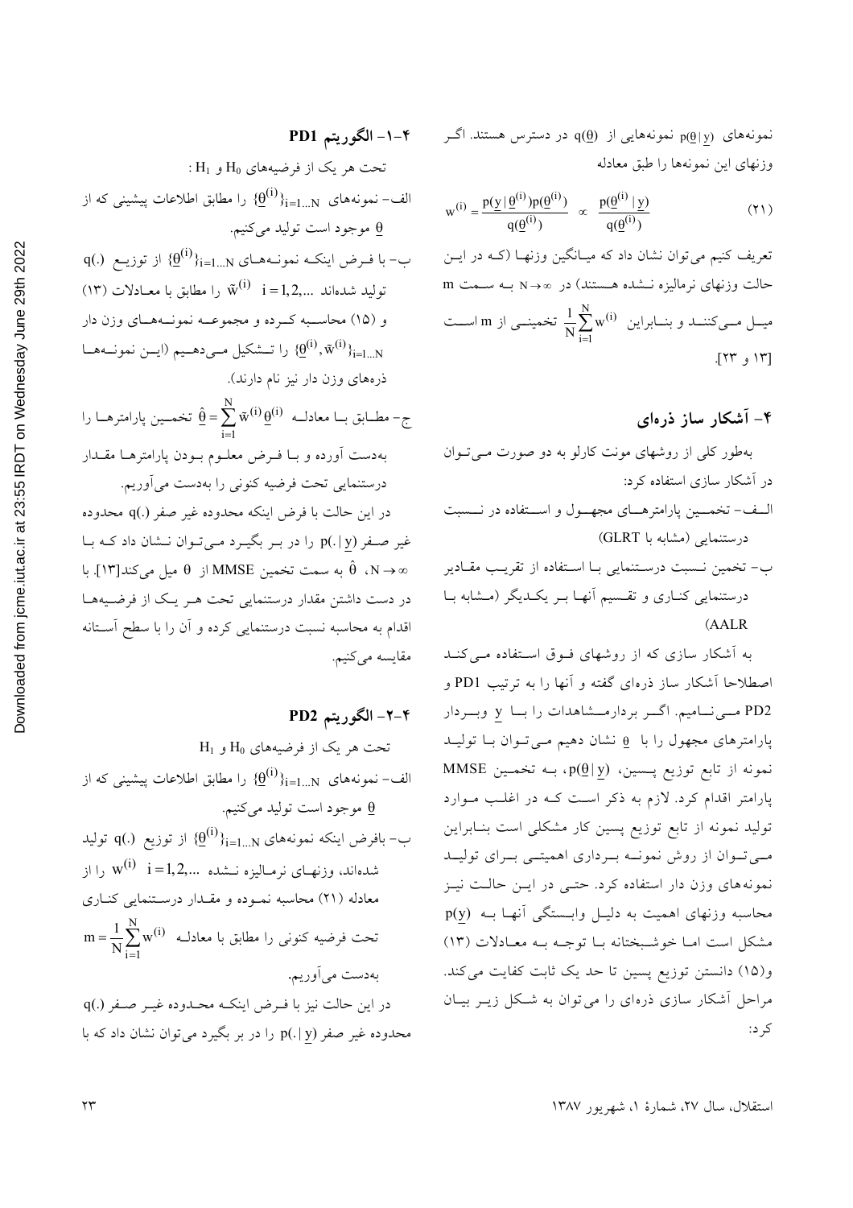نمونه‌های $p(\underline{\theta}|\underline{y})$ نمونه‌هایی از $q(\underline{\theta})$ در دسترس هستند. اگر وزنهای این نمونه‌ها را طبق معادله

$$w^{(i)} = \frac{p(\underline{y}|\underline{\theta}^{(i)})p(\underline{\theta}^{(i)})}{q(\underline{\theta}^{(i)})} \propto \frac{p(\underline{\theta}^{(i)}|\underline{y})}{q(\underline{\theta}^{(i)})} \tag{21}$$

تعریف کنیم می‌توان نشان داد که میانگین وزنها (که در این حالت وزنهای نرمالیزه نشده هستند) در $N \to \infty$ به سمت m میل می‌کنند و بنابراین $\frac{1}{N}\sum_{i=1}^{N} w^{(i)}$ تخمینی از m است [۱۳ و ۲۳].

## ۴- آشکار ساز ذره‌ای

به‌طور کلی از روشهای مونت کارلو به دو صورت می‌توان در آشکار سازی استفاده کرد:

الف- تخمین پارامترهای مجهول و استفاده در نسبت درستنمایی (مشابه با GLRT)

ب- تخمین نسبت درستنمایی با استفاده از تقریب مقادیر درستنمایی کناری و تقسیم آنها بر یکدیگر (مشابه با AALR)

به آشکار سازی که از روشهای فوق استفاده می‌کند اصطلاحا آشکار ساز ذره‌ای گفته و آنها را به ترتیب PD1 و PD2 می‌نامیم. اگر بردارمشاهدات را با $\underline{y}$ وبردار پارامترهای مجهول را با $\underline{\theta}$ نشان دهیم می‌توان با تولید نمونه از تابع توزیع پسین، $p(\underline{\theta}|\underline{y})$، به تخمین MMSE پارامتر اقدام کرد. لازم به ذکر است که در اغلب موارد تولید نمونه از تابع توزیع پسین کار مشکلی است بنابراین می‌توان از روش نمونه برداری اهمیتی برای تولید نمونه‌های وزن دار استفاده کرد. حتی در این حالت نیز محاسبه وزنهای اهمیت به دلیل وابستگی آنها به $p(\underline{y})$ مشکل است اما خوشبختانه با توجه به معادلات (۱۳) و(۱۵) دانستن توزیع پسین تا حد یک ثابت کفایت می‌کند. مراحل آشکار سازی ذره‌ای را می‌توان به شکل زیر بیان کرد:

### ۴-۱- الگوریتم PD1

تحت هر یک از فرضیه‌های $H_0$ و $H_1$ :

الف- نمونه‌های $\{\underline{\theta}^{(i)}\}_{i=1...N}$ را مطابق اطلاعات پیشینی که از $\underline{\theta}$ موجود است تولید می‌کنیم.

ب- با فرض اینکه نمونه‌های $\{\underline{\theta}^{(i)}\}_{i=1...N}$ از توزیع $q(.)$ تولید شده‌اند $\tilde{w}^{(i)} \quad i=1,2,...$ را مطابق با معادلات (۱۳) و (۱۵) محاسبه کرده و مجموعه نمونه‌های وزن دار $\{\underline{\theta}^{(i)}, \tilde{w}^{(i)}\}_{i=1...N}$ را تشکیل می‌دهیم (این نمونه‌ها ذره‌های وزن دار نیز نام دارند).

ج- مطابق با معادله $\hat{\underline{\theta}} = \sum_{i=1}^{N} \tilde{w}^{(i)}\underline{\theta}^{(i)}$ تخمین پارامترها را به‌دست آورده و با فرض معلوم بودن پارامترها مقدار درستنمایی تحت فرضیه کنونی را به‌دست می‌آوریم.

در این حالت با فرض اینکه محدوده غیر صفر $q(.)$ محدوده غیر صفر $p(.|\underline{y})$ را در بر بگیرد می‌توان نشان داد که با $N \to \infty$، $\hat{\theta}$ به سمت تخمین MMSE از $\theta$ میل می‌کند[۱۳]. با در دست داشتن مقدار درستنمایی تحت هر یک از فرضیه‌ها اقدام به محاسبه نسبت درستنمایی کرده و آن را با سطح آستانه مقایسه می‌کنیم.

### ۴-۲- الگوریتم PD2

تحت هر یک از فرضیه‌های $H_0$ و $H_1$

الف- نمونه‌های $\{\underline{\theta}^{(i)}\}_{i=1...N}$ را مطابق اطلاعات پیشینی که از $\underline{\theta}$ موجود است تولید می‌کنیم.

ب- بافرض اینکه نمونه‌های $\{\underline{\theta}^{(i)}\}_{i=1...N}$ از توزیع $q(.)$ تولید شده‌اند، وزنهای نرمالیزه نشده $w^{(i)} \quad i=1,2,...$ را از معادله (۲۱) محاسبه نموده و مقدار درستنمایی کناری تحت فرضیه کنونی را مطابق با معادله $m = \frac{1}{N}\sum_{i=1}^{N} w^{(i)}$ به‌دست می‌آوریم.

در این حالت نیز با فرض اینکه محدوده غیر صفر $q(.)$ محدوده غیر صفر $p(.|\underline{y})$ را در بر بگیرد می‌توان نشان داد که با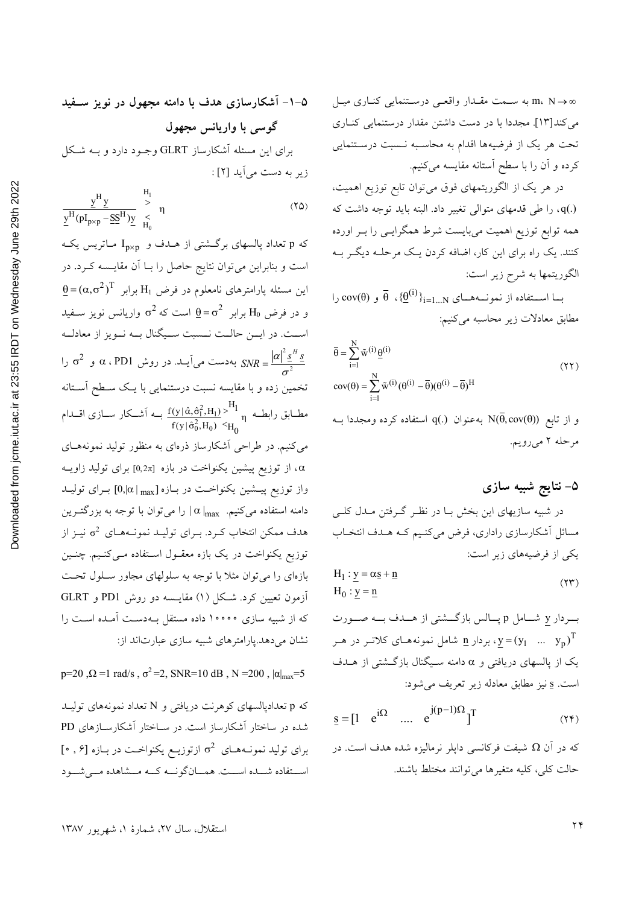$m, N \to \infty$ به سمت مقدار واقعی درستنمایی کناری میل می‌کند[13]. مجددا با در دست داشتن مقدار درستنمایی کناری تحت هر یک از فرضیه‌ها اقدام به محاسبه نسبت درستنمایی کرده و آن را با سطح آستانه مقایسه می‌کنیم.

در هر یک از الگوریتمهای فوق می‌توان تابع توزیع اهمیت، $q(.)$، را طی قدمهای متوالی تغییر داد. البته باید توجه داشت که همه توابع توزیع اهمیت می‌بایست شرط همگرایی را بر اورده کنند. یک راه برای این کار، اضافه کردن یک مرحله دیگر به الگوریتمها به شرح زیر است:

با استفاده از نمونه‌های $\{\underline{\theta}^{(i)}\}_{i=1...N}$، $\overline{\theta}$ و $\mathrm{cov}(\theta)$ را مطابق معادلات زیر محاسبه می‌کنیم:

$$\overline{\theta} = \sum_{i=1}^{N} \tilde{w}^{(i)} \underline{\theta}^{(i)}$$
$$\mathrm{cov}(\theta) = \sum_{i=1}^{N} \tilde{w}^{(i)} (\theta^{(i)} - \overline{\theta})(\theta^{(i)} - \overline{\theta})^{H} \qquad (22)$$

و از تابع $N(\overline{\theta}, \mathrm{cov}(\theta))$ به‌عنوان $q(.)$ استفاده کرده ومجددا به مرحله ۲ می‌رویم.

## ۵- نتایج شبیه سازی

در شبیه سازیهای این بخش با در نظر گرفتن مدل کلی مسائل آشکارسازی راداری، فرض می‌کنیم که هدف انتخاب یکی از فرضیه‌های زیر است:

$$H_1 : \underline{y} = \alpha \underline{s} + \underline{n}$$
$$H_0 : \underline{y} = \underline{n} \qquad (23)$$

بردار $\underline{y}$ شامل $p$ پالس بازگشتی از هدف به صورت $\underline{y} = (y_1 \quad ... \quad y_p)^T$، بردار $\underline{n}$ شامل نمونه‌های کلاتر در هر یک از پالسهای دریافتی و $\alpha$ دامنه سیگنال بازگشتی از هدف است. $\underline{s}$ نیز مطابق معادله زیر تعریف می‌شود:

$$\underline{s} = [1 \quad e^{i\Omega} \quad .... \quad e^{j(p-1)\Omega}]^T \qquad (24)$$

که در آن $\Omega$ شیفت فرکانسی داپلر نرمالیزه شده هدف است. در حالت کلی، کلیه متغیرها می‌توانند مختلط باشند.

### ۵-۱- آشکارسازی هدف با دامنه مجهول در نویز سفید گوسی با واریانس مجهول

برای این مسئله آشکارساز GLRT وجود دارد و به شکل زیر به دست می‌آید [2] :

$$\frac{\underline{y}^H \underline{y}}{\underline{y}^H (pI_{p\times p} - \underline{S}\underline{S}^H)\underline{y}} \mathop{\gtrless}_{H_0}^{H_1} \eta \qquad (25)$$

که $p$ تعداد پالسهای برگشتی از هدف و $I_{p\times p}$ ماتریس یکه است و بنابراین می‌توان نتایج حاصل را با آن مقایسه کرد. در این مسئله پارامترهای نامعلوم در فرض $H_1$ برابر $\underline{\theta} = (\alpha, \sigma^2)^T$ و در فرض $H_0$ برابر $\underline{\theta} = \sigma^2$ است که $\sigma^2$ واریانس نویز سفید است. در این حالت نسبت سیگنال به نویز از معادله $SNR = \frac{|\alpha|^2 \underline{s}^H \underline{s}}{\sigma^2}$ به‌دست می‌آید. در روش PD1، $\alpha$ و $\sigma^2$ را تخمین زده و با مقایسه نسبت درستنمایی با یک سطح آستانه مطابق رابطه $\frac{f(y|\hat{\alpha}, \hat{\sigma}_1^2, H_1)}{f(y|\hat{\sigma}_0^2, H_0)} \mathop{\gtrless}_{H_0}^{H_1} \eta$ به آشکار سازی اقدام می‌کنیم. در طراحی آشکارساز ذره‌ای به منظور تولید نمونه‌های $\alpha$، از توزیع پیشین یکنواخت در بازه $[0,2\pi]$ برای تولید زاویه واز توزیع پیشین یکنواخت در بازه $[0,|\alpha|_{max}]$ برای تولید دامنه استفاده می‌کنیم. $|\alpha|_{max}$ را می‌توان با توجه به بزرگترین هدف ممکن انتخاب کرد. برای تولید نمونه‌های $\sigma^2$ نیز از توزیع یکنواخت در یک بازه معقول استفاده می‌کنیم. چنین بازه‌ای را می‌توان مثلا با توجه به سلولهای مجاور سلول تحت آزمون تعیین کرد. شکل (۱) مقایسه دو روش PD1 و GLRT که از شبیه سازی ۱۰۰۰۰ داده مستقل به‌دست آمده است را نشان می‌دهد.پارامترهای شبیه سازی عبارت‌اند از:

$p=20$, $\Omega = 1$ rad/s, $\sigma^2=2$, SNR=10 dB, $N=200$, $|\alpha|_{max}=5$

که $p$ تعدادپالسهای کوهرنت دریافتی و $N$ تعداد نمونه‌های تولید شده در ساختار آشکارساز است. در ساختار آشکارسازهای PD برای تولید نمونه‌های $\sigma^2$ ازتوزیع یکنواخت در بازه $[0, 6]$ استفاده شده است. همانگونه که مشاهده می‌شود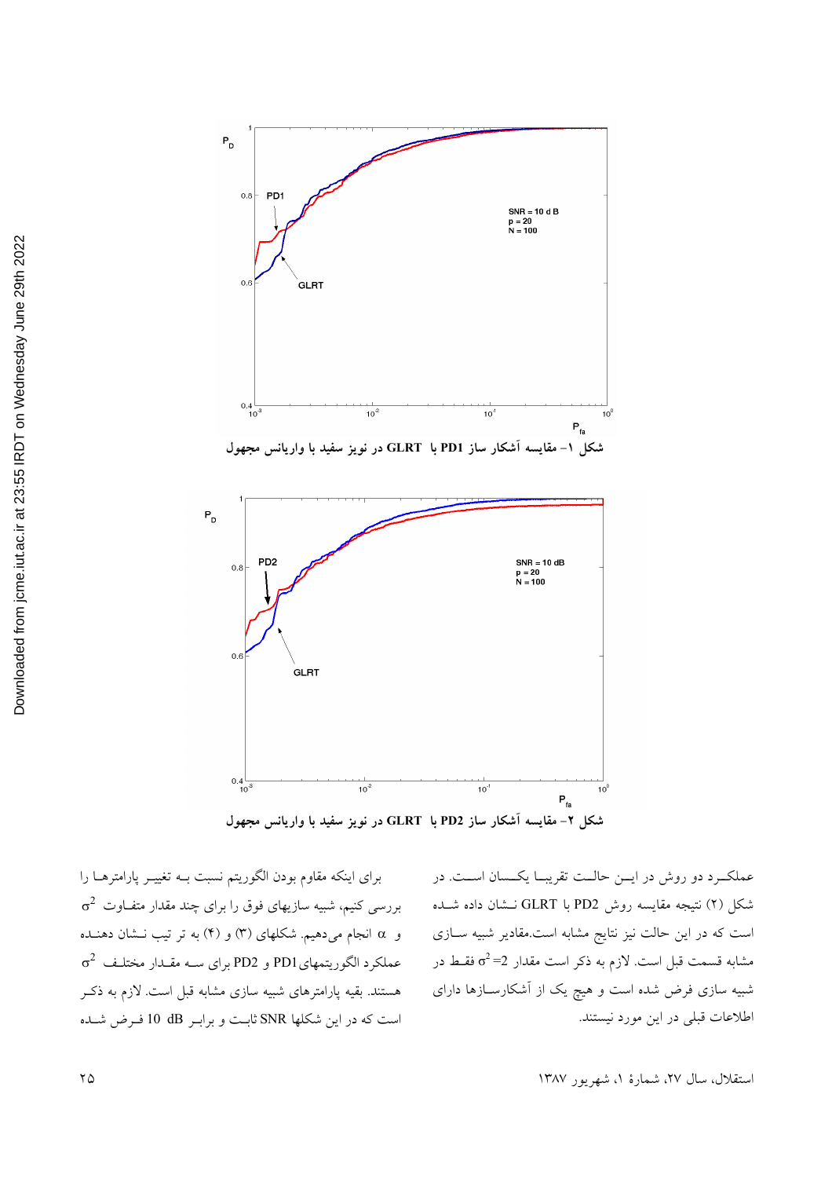شکل ۱- مقایسه آشکار ساز PD1 با GLRT در نویز سفید با واریانس مجهول

شکل ۲- مقایسه آشکار ساز PD2 با GLRT در نویز سفید با واریانس مجهول

عملکـرد دو روش در ایـن حالـت تقریبـا یکـسان اسـت. در شکل (۲) نتیجه مقایسه روش PD2 با GLRT نـشان داده شـده است که در این حالت نیز نتایج مشابه است.مقادیر شبیه سـازی مشابه قسمت قبل است. لازم به ذکر است مقدار $\sigma^2=2$ فقـط در شبیه سازی فرض شده است و هیچ یک از آشکارسـازها دارای اطلاعات قبلی در این مورد نیستند.

برای اینکه مقاوم بودن الگوریتم نسبت بـه تغییـر پارامترهـا را بررسی کنیم، شبیه سازیهای فوق را برای چند مقدار متفـاوت $\sigma^2$ و $\alpha$ انجام می‌دهیم. شکلهای (۳) و (۴) به تر تیب نـشان دهنـده عملکرد الگوریتمهای PD1 و PD2 برای سـه مقـدار مختلـف $\sigma^2$ هستند. بقیه پارامترهای شبیه سازی مشابه قبل است. لازم به ذکـر است که در این شکلها SNR ثابـت و برابـر 10 dB فـرض شـده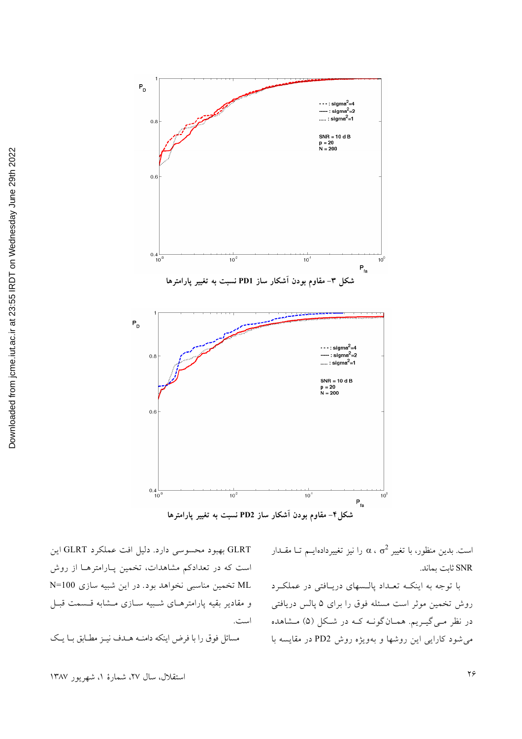شکل ۳– مقاوم بودن آشکار ساز PD1 نسبت به تغییر پارامترها

شکل۴– مقاوم بودن آشکار ساز PD2 نسبت به تغییر پارامترها

است. بدین منظور، با تغییر $\sigma^2$ ، $\alpha$ را نیز تغییرداده‌ایم تـا مقـدار SNR ثابت بماند.

با توجه به اینکـه تعـداد پالـسهای دریـافتی در عملکـرد روش تخمین موثر است مسئله فوق را برای ۵ پالس دریافتی در نظر مـی‌گیـریم. همـان‌گونـه کـه در شـکل (۵) مـشاهده می‌شود کارایی این روشها و به‌ویژه روش PD2 در مقایسه با GLRT بهبود محسوسی دارد. دلیل افت عملکرد GLRT این است که در تعدادکم مشاهدات، تخمین پـارامترهـا از روش ML تخمین مناسبی نخواهد بود. در این شبیه سازی N=100 و مقادیر بقیه پارامترهـای شـبیه سـازی مـشابه قـسمت قبـل است.

مسائل فوق را با فرض اینکه دامنـه هـدف نیـز مطـابق بـا یـک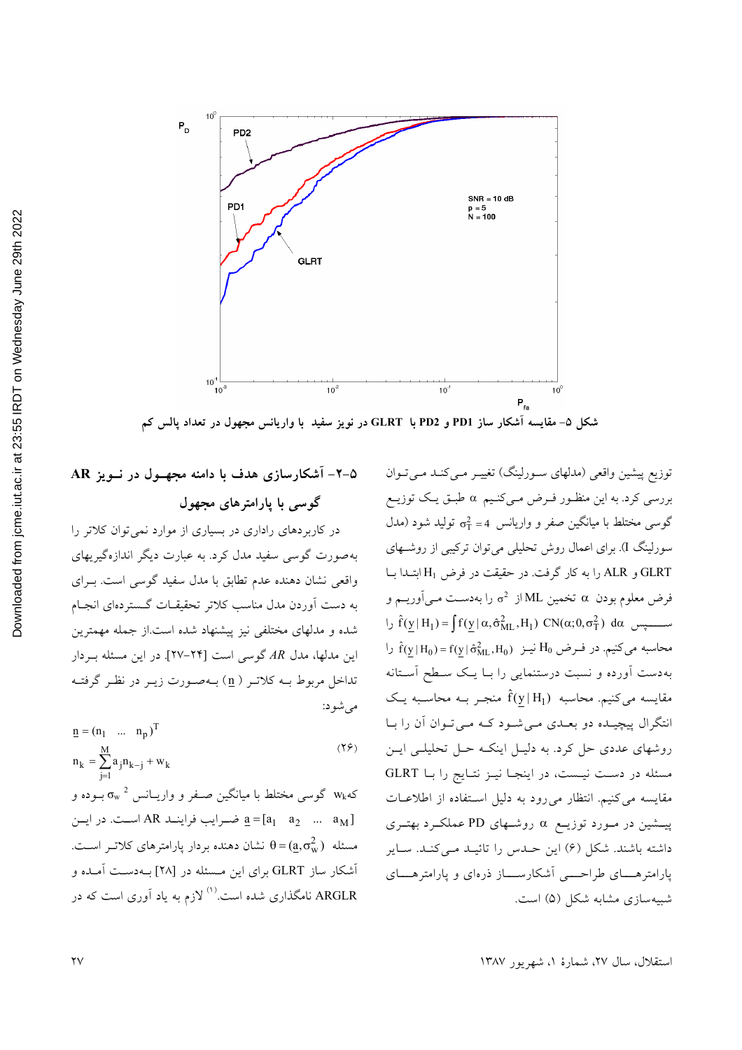شکل ۵- مقایسه آشکار ساز PD1 و PD2 با GLRT در نویز سفید با واریانس مجهول در تعداد پالس کم

توزیع پیشین واقعی (مدلهای سورلینگ) تغییر می‌کند می‌توان بررسی کرد. به این منظور فرض می‌کنیم $\alpha$ طبق یک توزیع گوسی مختلط با میانگین صفر و واریانس $\sigma_T^2 = 4$ تولید شود (مدل سورلینگ I). برای اعمال روش تحلیلی می‌توان ترکیبی از روشهای GLRT و ALR را به کار گرفت. در حقیقت در فرض $H_1$ ابتدا با فرض معلوم بودن $\alpha$ تخمین ML از $\sigma^2$ را به‌دست می‌آوریم و سپس $\hat{f}(\underline{y}|H_1) = \int f(\underline{y}|\alpha, \hat{\sigma}_{ML}^2, H_1)\ CN(\alpha; 0, \sigma_T^2)\ d\alpha$ را محاسبه می‌کنیم. در فرض $H_0$ نیز $\hat{f}(\underline{y}|H_0) = f(\underline{y}|\hat{\sigma}_{ML}^2, H_0)$ را به‌دست آورده و نسبت درستنمایی را با یک سطح آستانه مقایسه می‌کنیم. محاسبه $\hat{f}(\underline{y}|H_1)$ منجر به محاسبه یک انتگرال پیچیده دو بعدی می‌شود که می‌توان آن را با روشهای عددی حل کرد. به دلیل اینکه حل تحلیلی این مسئله در دست نیست، در اینجا نیز نتایج را با GLRT مقایسه می‌کنیم. انتظار می‌رود به دلیل استفاده از اطلاعات پیشین در مورد توزیع $\alpha$ روشهای PD عملکرد بهتری داشته باشند. شکل (۶) این حدس را تائید می‌کند. سایر پارامترهای طراحی آشکارساز ذره‌ای و پارامترهای شبیه‌سازی مشابه شکل (۵) است.

## ۵-۲- آشکارسازی هدف با دامنه مجهول در نویز AR گوسی با پارامترهای مجهول

در کاربردهای راداری در بسیاری از موارد نمی‌توان کلاتر را به‌صورت گوسی سفید مدل کرد. به عبارت دیگر اندازه‌گیریهای واقعی نشان دهنده عدم تطابق با مدل سفید گوسی است. برای به دست آوردن مدل مناسب کلاتر تحقیقات گسترده‌ای انجام شده و مدلهای مختلفی نیز پیشنهاد شده است.از جمله مهمترین این مدلها، مدل *AR* گوسی است [۲۴-۲۷]. در این مسئله بردار تداخل مربوط به کلاتر ($\underline{n}$) به‌صورت زیر در نظر گرفته می‌شود:

$$\underline{n} = (n_1 \quad \dots \quad n_p)^T$$
$$n_k = \sum_{j=1}^{M} a_j n_{k-j} + w_k \qquad (۲۶)$$

که $w_k$ گوسی مختلط با میانگین صفر و واریانس $\sigma_w^2$ بوده و $\underline{a} = [a_1 \quad a_2 \quad \dots \quad a_M]$ ضرایب فرایند AR است. در این مسئله $\theta = (\underline{a}, \sigma_w^2)$ نشان دهنده بردار پارامترهای کلاتر است. آشکار ساز GLRT برای این مسئله در [۲۸] به‌دست آمده و ARGLR نامگذاری شده است.(۱) لازم به یاد آوری است که در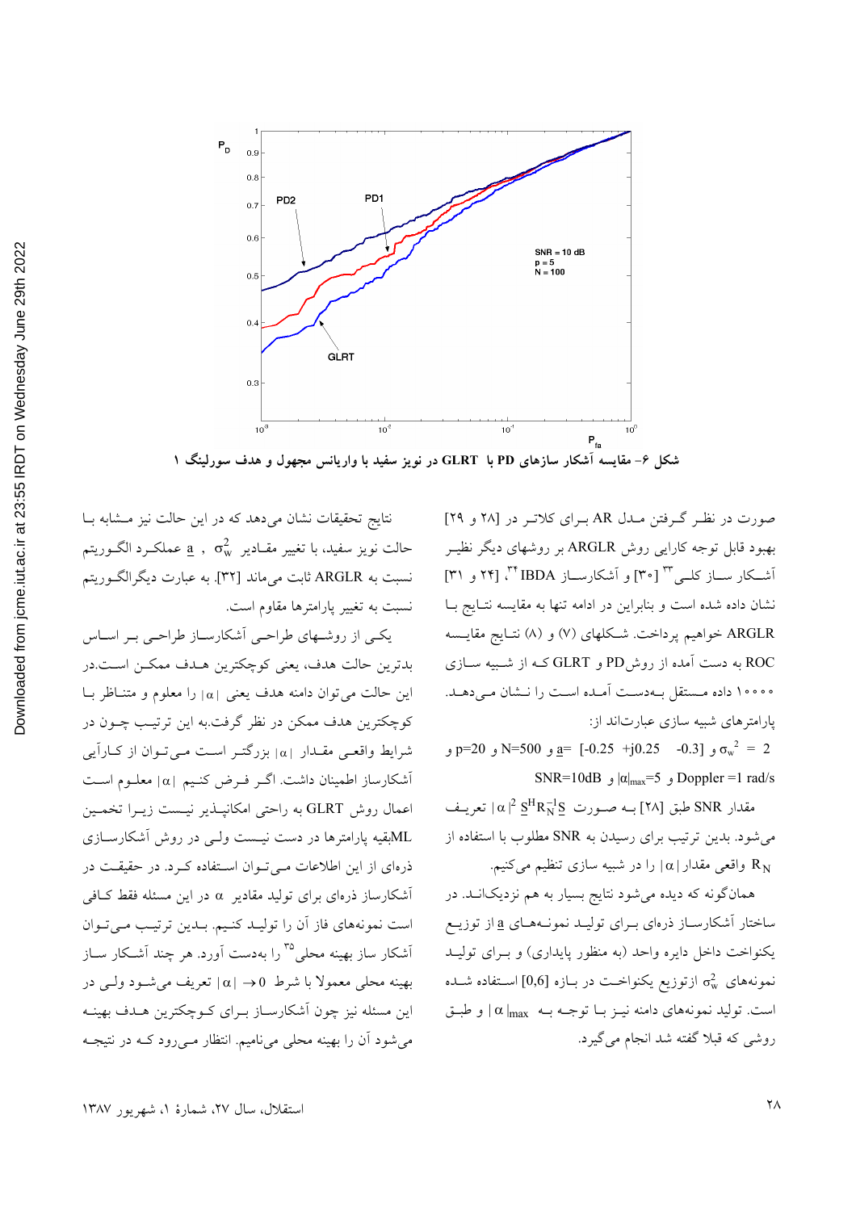شکل ۶- مقایسه آشکار سازهای PD با GLRT در نویز سفید با واریانس مجهول و هدف سورلینگ ۱

صورت در نظر گرفتن مدل AR برای کلاتر در [۲۸ و ۲۹] بهبود قابل توجه کارایی روش ARGLR بر روشهای دیگر نظیر آشکار ساز کلی[۳۳] [۳۰] و آشکارساز IBDA[۳۴]، [۲۴ و ۳۱] نشان داده شده است و بنابراین در ادامه تنها به مقایسه نتایج با ARGLR خواهیم پرداخت. شکلهای (۷) و (۸) نتایج مقایسه ROC به دست آمده از روش PD و GLRT که از شبیه سازی ۱۰۰۰۰ داده مستقل به‌دست آمده است را نشان می‌دهد. پارامترهای شبیه سازی عبارت‌اند از:

$\underline{a}=[-0.25 \ +j0.25 \ \ -0.3]$ و $\sigma_w^2 = 2$ و $N=500$ و $p=20$ و $SNR=10dB$ و $|\alpha|_{max}=5$ و $Doppler=1\ rad/s$

مقدار SNR طبق [۲۸] به صورت $|\alpha|^2 \underline{s}^H R_N^{-1} \underline{s}$ تعریف می‌شود. بدین ترتیب برای رسیدن به SNR مطلوب با استفاده از $R_N$ واقعی مقدار $|\alpha|$ را در شبیه سازی تنظیم می‌کنیم.

همان‌گونه که دیده می‌شود نتایج بسیار به هم نزدیک‌اند. در ساختار آشکارساز ذره‌ای برای تولید نمونه‌های $\underline{a}$ از توزیع یکنواخت داخل دایره واحد (به منظور پایداری) و برای تولید نمونه‌های $\sigma_w^2$ ازتوزیع یکنواخت در بازه $[0,6]$ استفاده شده است. تولید نمونه‌های دامنه نیز با توجه به $|\alpha|_{max}$ و طبق روشی که قبلا گفته شد انجام می‌گیرد.

نتایج تحقیقات نشان می‌دهد که در این حالت نیز مشابه با حالت نویز سفید، با تغییر مقادیر $\sigma_w^2$ , $\underline{a}$ عملکرد الگوریتم نسبت به ARGLR ثابت می‌ماند [۳۲]. به عبارت دیگرالگوریتم نسبت به تغییر پارامترها مقاوم است.

یکی از روشهای طراحی آشکارساز طراحی بر اساس بدترین حالت هدف، یعنی کوچکترین هدف ممکن است.در این حالت می‌توان دامنه هدف یعنی $|\alpha|$ را معلوم و متناظر با کوچکترین هدف ممکن در نظر گرفت.به این ترتیب چون در شرایط واقعی مقدار $|\alpha|$ بزرگتر است می‌توان از کارآیی آشکارساز اطمینان داشت. اگر فرض کنیم $|\alpha|$ معلوم است اعمال روش GLRT به راحتی امکانپذیر نیست زیرا تخمین MLبقیه پارامترها در دست نیست ولی در روش آشکارسازی ذره‌ای از این اطلاعات می‌توان استفاده کرد. در حقیقت در آشکارساز ذره‌ای برای تولید مقادیر $\alpha$ در این مسئله فقط کافی است نمونه‌های فاز آن را تولید کنیم. بدین ترتیب می‌توان آشکار ساز بهینه محلی[۳۵] را به‌دست آورد. هر چند آشکار ساز بهینه محلی معمولا با شرط $|\alpha| \rightarrow 0$ تعریف می‌شود ولی در این مسئله نیز چون آشکارساز برای کوچکترین هدف بهینه می‌شود آن را بهینه محلی می‌نامیم. انتظار می‌رود که در نتیجه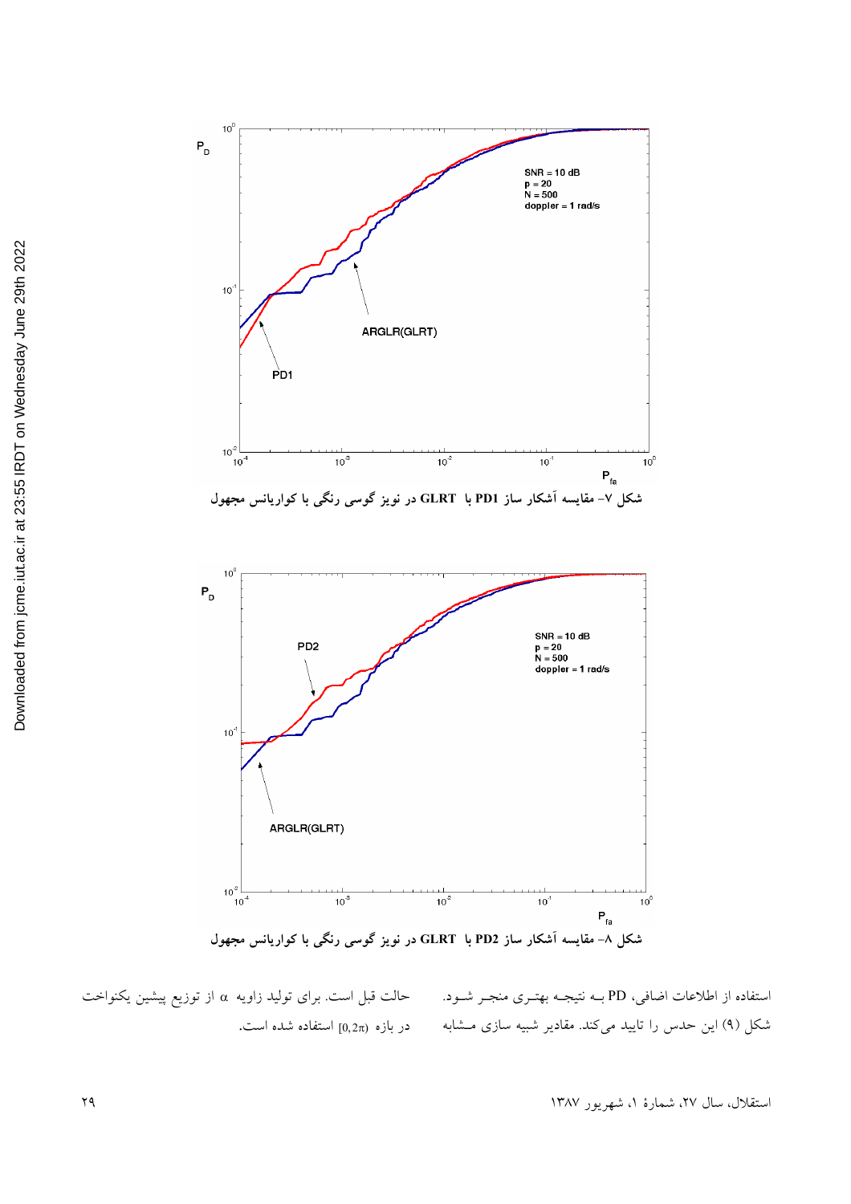شکل ۷– مقایسه آشکار ساز PD1 با GLRT در نویز گوسی رنگی با کواریانس مجهول

شکل ۸– مقایسه آشکار ساز PD2 با GLRT در نویز گوسی رنگی با کواریانس مجهول

استفاده از اطلاعات اضافی، PD بـه نتیجـه بهتـری منجـر شـود. شکل (۹) این حدس را تایید می‌کند. مقادیر شبیه سازی مـشابه حالت قبل است. برای تولید زاویه $\alpha$ از توزیع پیشین یکنواخت در بازه $[0,2\pi)$ استفاده شده است.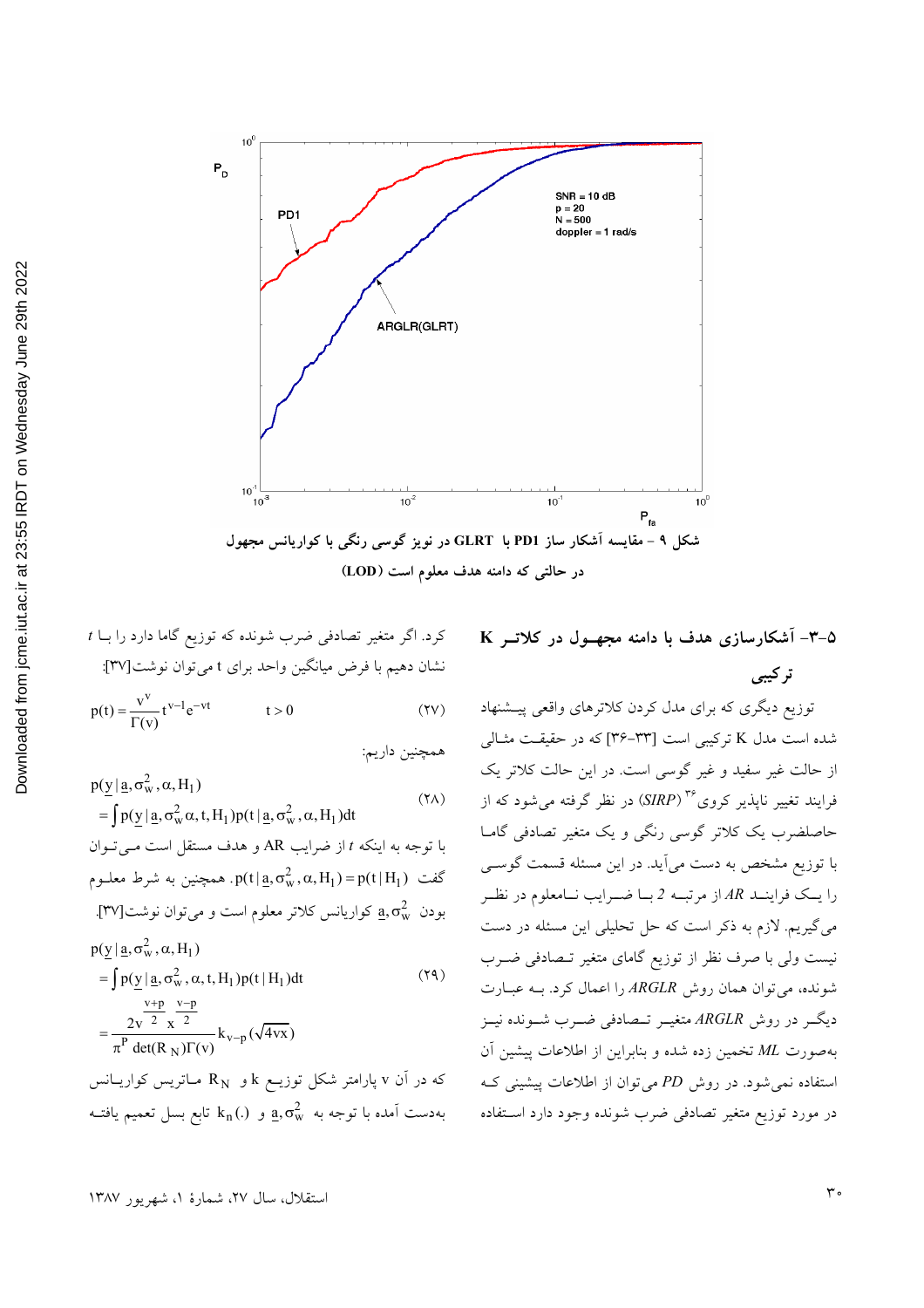شکل ۹ – مقایسه آشکار ساز PD1 با GLRT در نویز گوسی رنگی با کواریانس مجهول در حالتی که دامنه هدف معلوم است (LOD)

### ۵-۳- آشکارسازی هدف با دامنه مجهـول در کلاتـر K ترکیبی

توزیع دیگری که برای مدل کردن کلاترهای واقعی پیـشنهاد شده است مدل K ترکیبی است [۳۳-۳۶] که در حقیقـت مثـالی از حالت غیر سفید و غیر گوسی است. در این حالت کلاتر یک فرایند تغییر ناپذیر کروی[۳۶] (SIRP) در نظر گرفته می‌شود که از حاصلضرب یک کلاتر گوسی رنگی و یک متغیر تصادفی گاما با توزیع مشخص به دست می‌آید. در این مسئله قسمت گوسـی را یـک فراینـد AR از مرتبـه 2 بـا ضـرایب نـامعلوم در نظـر می‌گیریم. لازم به ذکر است که حل تحلیلی این مسئله در دست نیست ولی با صرف نظر از توزیع گامای متغیر تـصادفی ضـرب شونده، می‌توان همان روش ARGLR را اعمال کرد. بـه عبـارت دیگـر در روش ARGLR متغیـر تـصادفی ضـرب شـونده نیـز به‌صورت ML تخمین زده شده و بنابراین از اطلاعات پیشین آن استفاده نمی‌شود. در روش PD می‌توان از اطلاعات پیشینی کـه در مورد توزیع متغیر تصادفی ضرب شونده وجود دارد استـفاده کرد. اگر متغیر تصادفی ضرب شونده که توزیع گاما دارد را بـا $t$ نشان دهیم با فرض میانگین واحد برای $t$ می‌توان نوشت[۳۷]:

$$p(t)=\frac{v^{v}}{\Gamma(v)}t^{v-1}e^{-vt} \qquad t>0 \qquad (۲۷)$$

همچنین داریم:

$$\begin{aligned} &p(\underline{y}\,|\,\underline{a},\sigma_w^2,\alpha,H_1) \\ &=\int p(\underline{y}\,|\,\underline{a},\sigma_w^2\alpha,t,H_1)p(t\,|\,\underline{a},\sigma_w^2,\alpha,H_1)dt \end{aligned} \qquad (۲۸)$$

با توجه به اینکه $t$ از ضرایب AR و هدف مستقل است مـی‌تـوان گفت $p(t\,|\,\underline{a},\sigma_w^2,\alpha,H_1)=p(t\,|\,H_1)$. همچنین به شرط معلـوم بودن $\underline{a},\sigma_w^2$ کواریانس کلاتر معلوم است و می‌توان نوشت[۳۷].

$$\begin{aligned} &p(\underline{y}\,|\,\underline{a},\sigma_w^2,\alpha,H_1) \\ &=\int p(\underline{y}\,|\,\underline{a},\sigma_w^2,\alpha,t,H_1)p(t\,|\,H_1)dt \\ &=\frac{2v^{\frac{v+p}{2}}x^{\frac{v-p}{2}}}{\pi^{P}\det(R_N)\Gamma(v)}k_{v-p}(\sqrt{4vx}) \end{aligned} \qquad (۲۹)$$

که در آن $v$ پارامتر شکل توزیـع $k$ و $R_N$ مـاتریس کواریـانس بدست آمده با توجه به $\underline{a},\sigma_w^2$ و $k_n(.)$ تابع بسل تعمیم یافتـه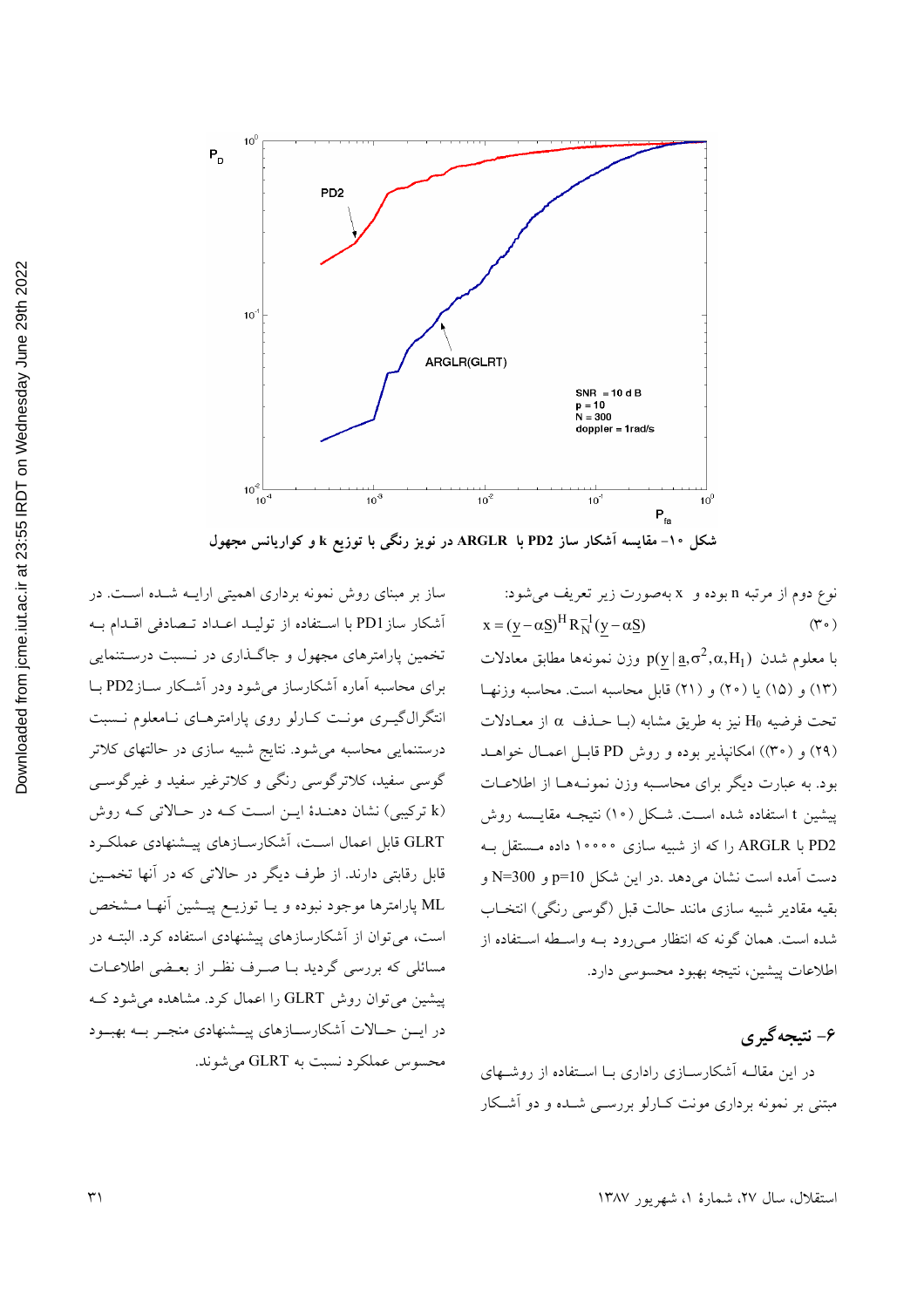شکل ۱۰- مقایسه آشکار ساز PD2 با ARGLR در نویز رنگی با توزیع k و کواریانس مجهول

نوع دوم از مرتبه n بوده و x به‌صورت زیر تعریف می‌شود:

$$x = (\underline{y} - \alpha \underline{S})^H R_N^{-1} (\underline{y} - \alpha \underline{S}) \qquad (۳۰)$$

با معلوم شدن $p(\underline{y} \mid \underline{a}, \sigma^2, \alpha, H_1)$ وزن نمونه‌ها مطابق معادلات (۱۳) و (۱۵) یا (۲۰) و (۲۱) قابل محاسبه است. محاسبه وزنها تحت فرضیه $H_0$ نیز به طریق مشابه (با حذف $\alpha$ از معادلات (۲۹) و (۳۰)) امکانپذیر بوده و روش PD قابل اعمال خواهد بود. به عبارت دیگر برای محاسبه وزن نمونه‌ها از اطلاعات پیشین t استفاده شده است. شکل (۱۰) نتیجه مقایسه روش PD2 با ARGLR را که از شبیه سازی ۱۰۰۰۰ داده مستقل به دست آمده است نشان می‌دهد. در این شکل p=10 و N=300 و بقیه مقادیر شبیه سازی مانند حالت قبل (گوسی رنگی) انتخاب شده است. همان گونه که انتظار می‌رود به واسطه استفاده از اطلاعات پیشین، نتیجه بهبود محسوسی دارد.

## ۶- نتیجه‌گیری

در این مقاله آشکارسازی راداری با استفاده از روشهای مبتنی بر نمونه برداری مونت کارلو بررسی شده و دو آشکار ساز بر مبنای روش نمونه برداری اهمیتی ارایه شده است. در آشکار ساز PD1 با استفاده از تولید اعداد تصادفی اقدام به تخمین پارامترهای مجهول و جاگذاری در نسبت درستنمایی برای محاسبه آماره آشکارساز می‌شود ودر آشکار ساز PD2 با انتگرال‌گیری مونت کارلو روی پارامترهای نامعلوم نسبت درستنمایی محاسبه می‌شود. نتایج شبیه سازی در حالتهای کلاتر گوسی سفید، کلاترگوسی رنگی و کلاترغیر سفید و غیرگوسی (k ترکیبی) نشان دهندهٔ این است که در حالاتی که روش GLRT قابل اعمال است، آشکارسازهای پیشنهادی عملکرد قابل رقابتی دارند. از طرف دیگر در حالاتی که در آنها تخمین ML پارامترها موجود نبوده و یا توزیع پیشین آنها مشخص است، می‌توان از آشکارسازهای پیشنهادی استفاده کرد. البته در مسائلی که بررسی گردید با صرف نظر از بعضی اطلاعات پیشین می‌توان روش GLRT را اعمال کرد. مشاهده می‌شود که در این حالات آشکارسازهای پیشنهادی منجر به بهبود محسوس عملکرد نسبت به GLRT می‌شوند.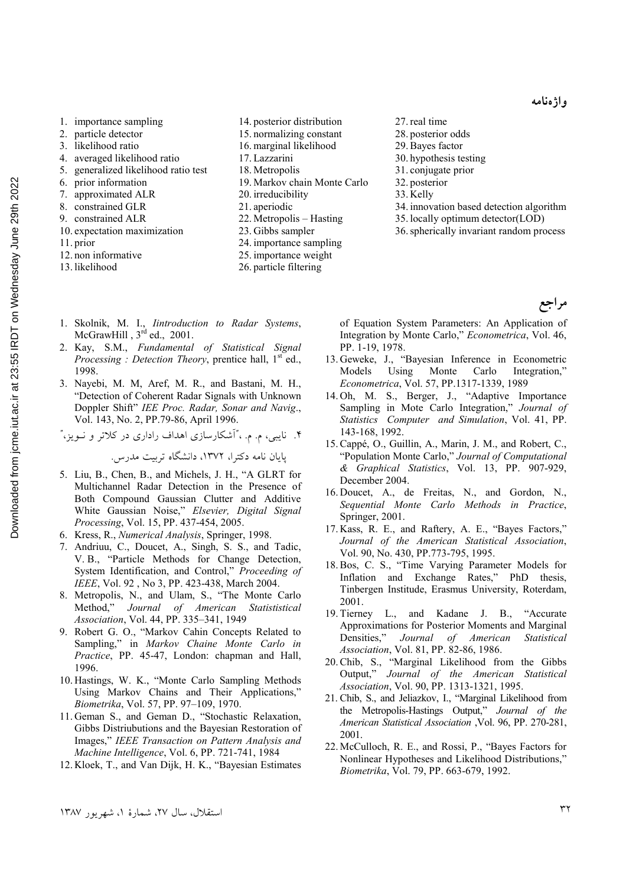## واژه‌نامه

1. importance sampling
2. particle detector
3. likelihood ratio
4. averaged likelihood ratio
5. generalized likelihood ratio test
6. prior information
7. approximated ALR
8. constrained GLR
9. constrained ALR
10. expectation maximization
11. prior
12. non informative
13. likelihood
14. posterior distribution
15. normalizing constant
16. marginal likelihood
17. Lazzarini
18. Metropolis
19. Markov chain Monte Carlo
20. irreducibility
21. aperiodic
22. Metropolis – Hasting
23. Gibbs sampler
24. importance sampling
25. importance weight
26. particle filtering
27. real time
28. posterior odds
29. Bayes factor
30. hypothesis testing
31. conjugate prior
32. posterior
33. Kelly
34. innovation based detection algorithm
35. locally optimum detector(LOD)
36. spherically invariant random process

## مراجع

1. Skolnik, M. I., *Iintroduction to Radar Systems*, McGrawHill , 3rd ed., 2001.
2. Kay, S.M., *Fundamental of Statistical Signal Processing : Detection Theory*, prentice hall, 1st ed., 1998.
3. Nayebi, M. M, Aref, M. R., and Bastani, M. H., "Detection of Coherent Radar Signals with Unknown Doppler Shift" *IEE Proc. Radar, Sonar and Navig*., Vol. 143, No. 2, PP.79-86, April 1996.
4. نایبی، م. م. ،"آشکارسازی اهداف راداری در کلاتر و نـویز،" پایان نامه دکترا، ۱۳۷۲، دانشگاه تربیت مدرس.
5. Liu, B., Chen, B., and Michels, J. H., "A GLRT for Multichannel Radar Detection in the Presence of Both Compound Gaussian Clutter and Additive White Gaussian Noise," *Elsevier, Digital Signal Processing*, Vol. 15, PP. 437-454, 2005.
6. Kress, R., *Numerical Analysis*, Springer, 1998.
7. Andriuu, C., Doucet, A., Singh, S. S., and Tadic, V. B., "Particle Methods for Change Detection, System Identification, and Control," *Proceeding of IEEE*, Vol. 92 , No 3, PP. 423-438, March 2004.
8. Metropolis, N., and Ulam, S., "The Monte Carlo Method," *Journal of American Statististical Association*, Vol. 44, PP. 335–341, 1949
9. Robert G. O., "Markov Cahin Concepts Related to Sampling," in *Markov Chaine Monte Carlo in Practice*, PP. 45-47, London: chapman and Hall, 1996.
10. Hastings, W. K., "Monte Carlo Sampling Methods Using Markov Chains and Their Applications," *Biometrika*, Vol. 57, PP. 97–109, 1970.
11. Geman S., and Geman D., "Stochastic Relaxation, Gibbs Distriubutions and the Bayesian Restoration of Images," *IEEE Transaction on Pattern Analysis and Machine Intelligence*, Vol. 6, PP. 721-741, 1984
12. Kloek, T., and Van Dijk, H. K., "Bayesian Estimates of Equation System Parameters: An Application of Integration by Monte Carlo," *Econometrica*, Vol. 46, PP. 1-19, 1978.
13. Geweke, J., "Bayesian Inference in Econometric Models Using Monte Carlo Integration," *Econometrica*, Vol. 57, PP.1317-1339, 1989
14. Oh, M. S., Berger, J., "Adaptive Importance Sampling in Mote Carlo Integration," *Journal of Statistics Computer and Simulation*, Vol. 41, PP. 143-168, 1992.
15. Cappé, O., Guillin, A., Marin, J. M., and Robert, C., "Population Monte Carlo," *Journal of Computational & Graphical Statistics*, Vol. 13, PP. 907-929, December 2004.
16. Doucet, A., de Freitas, N., and Gordon, N., *Sequential Monte Carlo Methods in Practice*, Springer, 2001.
17. Kass, R. E., and Raftery, A. E., "Bayes Factors," *Journal of the American Statistical Association*, Vol. 90, No. 430, PP.773-795, 1995.
18. Bos, C. S., "Time Varying Parameter Models for Inflation and Exchange Rates," PhD thesis, Tinbergen Institude, Erasmus University, Roterdam, 2001.
19. Tierney L., and Kadane J. B., "Accurate Approximations for Posterior Moments and Marginal Densities," *Journal of American Statistical Association*, Vol. 81, PP. 82-86, 1986.
20. Chib, S., "Marginal Likelihood from the Gibbs Output," *Journal of the American Statistical Association*, Vol. 90, PP. 1313-1321, 1995.
21. Chib, S., and Jeliazkov, I., "Marginal Likelihood from the Metropolis-Hastings Output," *Journal of the American Statistical Association* ,Vol. 96, PP. 270-281, 2001.
22. McCulloch, R. E., and Rossi, P., "Bayes Factors for Nonlinear Hypotheses and Likelihood Distributions," *Biometrika*, Vol. 79, PP. 663-679, 1992.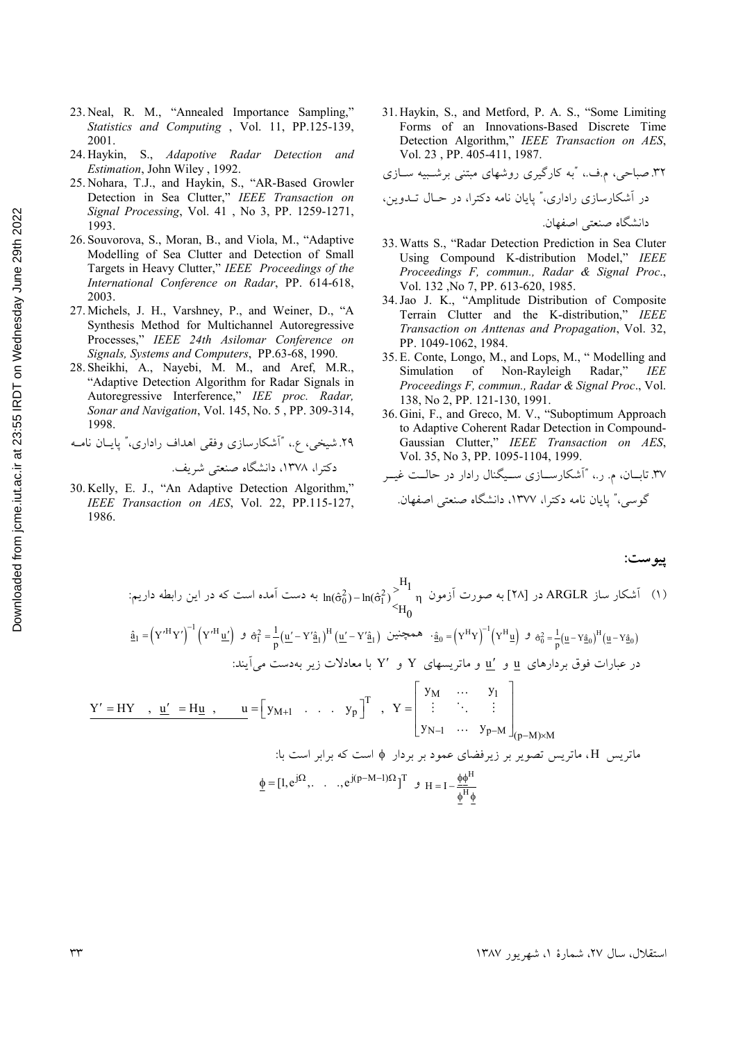23. Neal, R. M., "Annealed Importance Sampling," *Statistics and Computing* , Vol. 11, PP.125-139, 2001.
24. Haykin, S., *Adapotive Radar Detection and Estimation*, John Wiley , 1992.
25. Nohara, T.J., and Haykin, S., "AR-Based Growler Detection in Sea Clutter," *IEEE Transaction on Signal Processing*, Vol. 41 , No 3, PP. 1259-1271, 1993.
26. Souvorova, S., Moran, B., and Viola, M., "Adaptive Modelling of Sea Clutter and Detection of Small Targets in Heavy Clutter," *IEEE Proceedings of the International Conference on Radar*, PP. 614-618, 2003.
27. Michels, J. H., Varshney, P., and Weiner, D., "A Synthesis Method for Multichannel Autoregressive Processes," *IEEE 24th Asilomar Conference on Signals, Systems and Computers*, PP.63-68, 1990.
28. Sheikhi, A., Nayebi, M. M., and Aref, M.R., "Adaptive Detection Algorithm for Radar Signals in Autoregressive Interference," *IEE proc. Radar, Sonar and Navigation*, Vol. 145, No. 5 , PP. 309-314, 1998.

۲۹. شیخی، ع.، "آشکارسازی وفقی اهداف راداری،" پایان نامه دکترا، ۱۳۷۸، دانشگاه صنعتی شریف.

30. Kelly, E. J., "An Adaptive Detection Algorithm," *IEEE Transaction on AES*, Vol. 22, PP.115-127, 1986.
31. Haykin, S., and Metford, P. A. S., "Some Limiting Forms of an Innovations-Based Discrete Time Detection Algorithm," *IEEE Transaction on AES*, Vol. 23 , PP. 405-411, 1987.

۳۲. صباحی، م.ف.، "به کارگیری روشهای مبتنی برشبیه سازی در آشکارسازی راداری،" پایان نامه دکترا، در حال تدوین، دانشگاه صنعتی اصفهان.

33. Watts S., "Radar Detection Prediction in Sea Cluter Using Compound K-distribution Model," *IEEE Proceedings F, commun., Radar & Signal Proc*., Vol. 132 ,No 7, PP. 613-620, 1985.
34. Jao J. K., "Amplitude Distribution of Composite Terrain Clutter and the K-distribution," *IEEE Transaction on Anttenas and Propagation*, Vol. 32, PP. 1049-1062, 1984.
35. E. Conte, Longo, M., and Lops, M., " Modelling and Simulation of Non-Rayleigh Radar," *IEE Proceedings F, commun., Radar & Signal Proc*., Vol. 138, No 2, PP. 121-130, 1991.
36. Gini, F., and Greco, M. V., "Suboptimum Approach to Adaptive Coherent Radar Detection in Compound-Gaussian Clutter," *IEEE Transaction on AES*, Vol. 35, No 3, PP. 1095-1104, 1999.

۳۷. تابان، م. ر.، "آشکارسازی سیگنال رادار در حالت غیر گوسی،" پایان نامه دکترا، ۱۳۷۷، دانشگاه صنعتی اصفهان.

## پیوست:

(۱) آشکار ساز ARGLR در [۲۸] به صورت آزمون $\ln(\hat{\sigma}_0^2) - \ln(\hat{\sigma}_1^2) \underset{H_0}{\overset{H_1}{\gtrless}} \eta$ به دست آمده است که در این رابطه داریم:

$$\underline{\hat{a}}_1 = \left(Y'^H Y'\right)^{-1}\left(Y'^H \underline{u}'\right) \text{ و } \hat{\sigma}_1^2 = \frac{1}{p}\left(\underline{u}' - Y'\underline{\hat{a}}_1\right)^H \left(\underline{u}' - Y'\underline{\hat{a}}_1\right) \text{ همچنین } \underline{\hat{a}}_0 = \left(Y^H Y\right)^{-1}\left(Y^H \underline{u}\right) \text{ و } \hat{\sigma}_0^2 = \frac{1}{p}\left(\underline{u} - Y\underline{\hat{a}}_0\right)^H \left(\underline{u} - Y\underline{\hat{a}}_0\right)$$

در عبارات فوق بردارهای $\underline{u}$ و $\underline{u}'$ و ماتریسهای $Y$ و $Y'$ با معادلات زیر به‌دست می‌آیند:

$$Y' = HY \quad , \quad \underline{u}' = H\underline{u} \quad , \quad u = \left[y_{M+1} \quad . \quad . \quad . \quad y_p\right]^T \quad , \quad Y = \begin{bmatrix} y_M & \cdots & y_1 \\ \vdots & \ddots & \vdots \\ y_{N-1} & \cdots & y_{p-M} \end{bmatrix}_{(p-M)\times M}$$

ماتریس $H$، ماتریس تصویر بر زیرفضای عمود بر بردار $\phi$ است که برابر است با:

$$\underline{\phi} = [1, e^{j\Omega}, . \quad . \quad ., e^{j(p-M-1)\Omega}]^T \text{ و } H = I - \frac{\underline{\phi}\underline{\phi}^H}{\underline{\phi}^H \underline{\phi}}$$